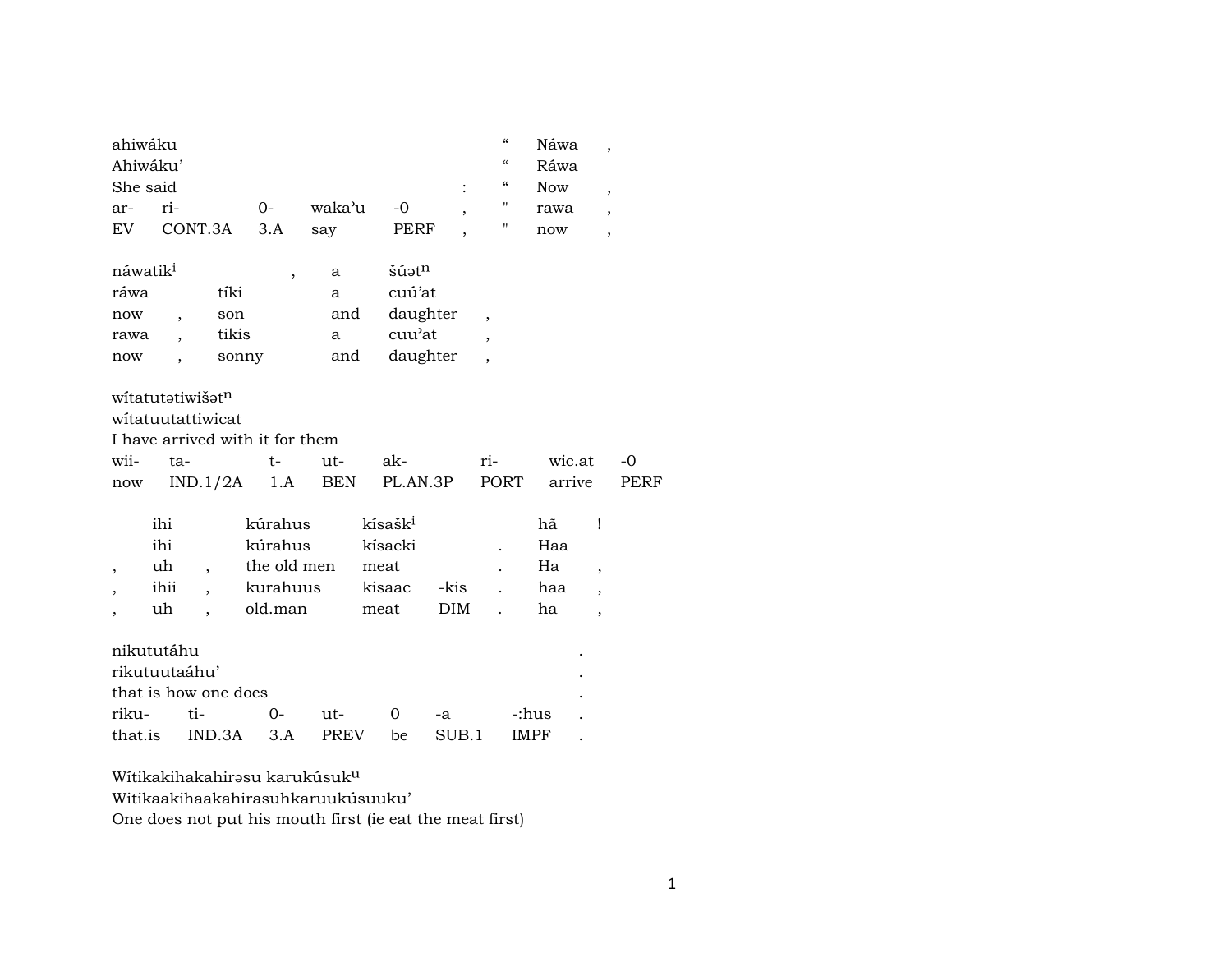| ahiwáku | | | | | | “ | Náwa | , |
|---|---|---|---|---|---|---|---|---|
| Ahiwáku’ | | | | | | “ | Ráwa | |
| She said | | | | | : | “ | Now | , |
| ar- | ri- | 0- | waka’u | -0 | , | " | rawa | , |
| EV | CONT.3A | 3.A | say | PERF | , | " | now | , |

| náwatik^i | | , | a | šúət^n | |
|---|---|---|---|---|---|
| ráwa | | tíki | a | cuú’at | |
| now | , | son | and | daughter | , |
| rawa | , | tikis | a | cuu’at | , |
| now | , | sonny | and | daughter | , |

wítatutətiwišət^n
wítatuutattiwicat
I have arrived with it for them

| wii- | ta- | t- | ut- | ak- | ri- | wic.at | -0 |
|---|---|---|---|---|---|---|---|
| now | IND.1/2A | 1.A | BEN | PL.AN.3P | PORT | arrive | PERF |

| | ihi | | kúrahus | kísašk^i | | | hã | ! |
|---|---|---|---|---|---|---|---|---|
| | ihi | | kúrahus | kísacki | | . | Haa | |
| , | uh | , | the old men | meat | | . | Ha | , |
| , | ihii | , | kurahuus | kisaac | -kis | . | haa | , |
| , | uh | , | old.man | meat | DIM | . | ha | , |

| nikututáhu | | | | | | | . |
|---|---|---|---|---|---|---|---|
| rikutuutaáhu’ | | | | | | | . |
| that is how one does | | | | | | | . |
| riku- | ti- | 0- | ut- | 0 | -a | -:hus | . |
| that.is | IND.3A | 3.A | PREV | be | SUB.1 | IMPF | . |

Wítikakihakahirəsu karukúsuk^u
Witikaakihaakahirasuhkaruukúsuuku’
One does not put his mouth first (ie eat the meat first)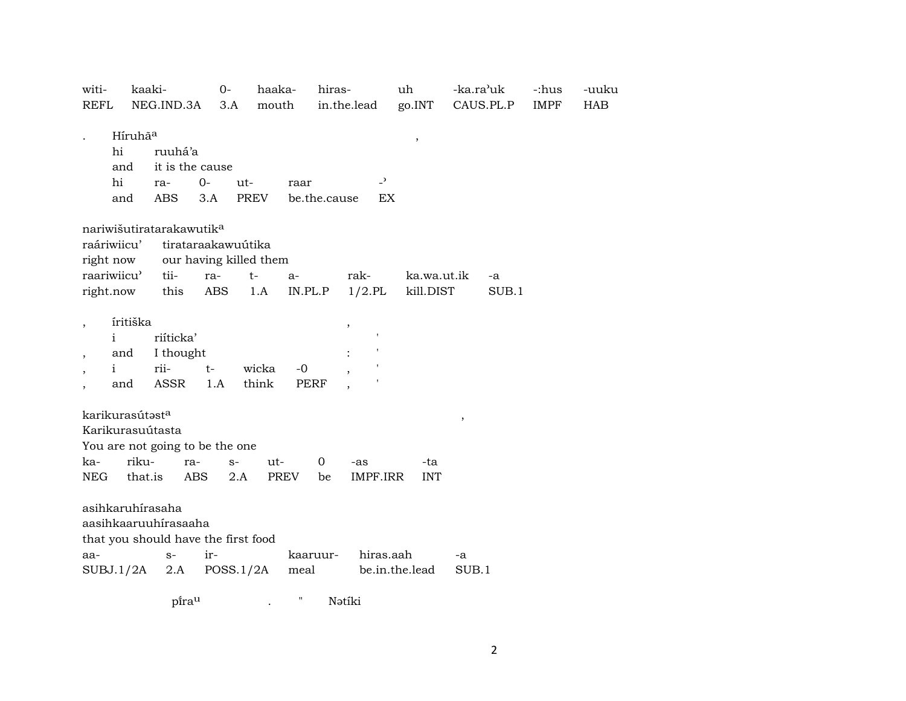| witi- | kaaki- | 0- | haaka- | hiras- | uh | -ka.ra'uk | -:hus | -uuku |
|---|---|---|---|---|---|---|---|---|
| REFL | NEG.IND.3A | 3.A | mouth | in.the.lead | go.INT | CAUS.PL.P | IMPF | HAB |

. Híruhāa ,

| | | | | | |
|---|---|---|---|---|---|
| hi | ruuhá'a | | | | |
| and | it is the cause | | | | |
| hi | ra- | 0- | ut- | raar | -' |
| and | ABS | 3.A | PREV | be.the.cause | EX |

nariwišutiratarakawutika

| | | | | | | | |
|---|---|---|---|---|---|---|---|
| raáriwiicu' | tirataraakawuútika | | | | | | |
| right now | our having killed them | | | | | | |
| raariwiicu' | tii- | ra- | t- | a- | rak- | ka.wa.ut.ik | -a |
| right.now | this | ABS | 1.A | IN.PL.P | 1/2.PL | kill.DIST | SUB.1 |

, íritiška ,

| | | | | | | |
|---|---|---|---|---|---|---|
| i | riíticka' | | | | | ' |
| , and | I thought | | | | : | ' |
| , i | rii- | t- | wicka | -0 | , | ' |
| , and | ASSR | 1.A | think | PERF | , | ' |

karikurasútəsta ,

| | | | | | | | |
|---|---|---|---|---|---|---|---|
| Karikurasuútasta | | | | | | | |
| You are not going to be the one | | | | | | | |
| ka- | riku- | ra- | s- | ut- | 0 | -as | -ta |
| NEG | that.is | ABS | 2.A | PREV | be | IMPF.IRR | INT |

asihkaruhírasaha

| | | | | | |
|---|---|---|---|---|---|
| aasihkaaruuhírasaaha | | | | | |
| that you should have the first food | | | | | |
| aa- | s- | ir- | kaaruur- | hiras.aah | -a |
| SUBJ.1/2A | 2.A | POSS.1/2A | meal | be.in.the.lead | SUB.1 |

pi̍rau . " Nətíki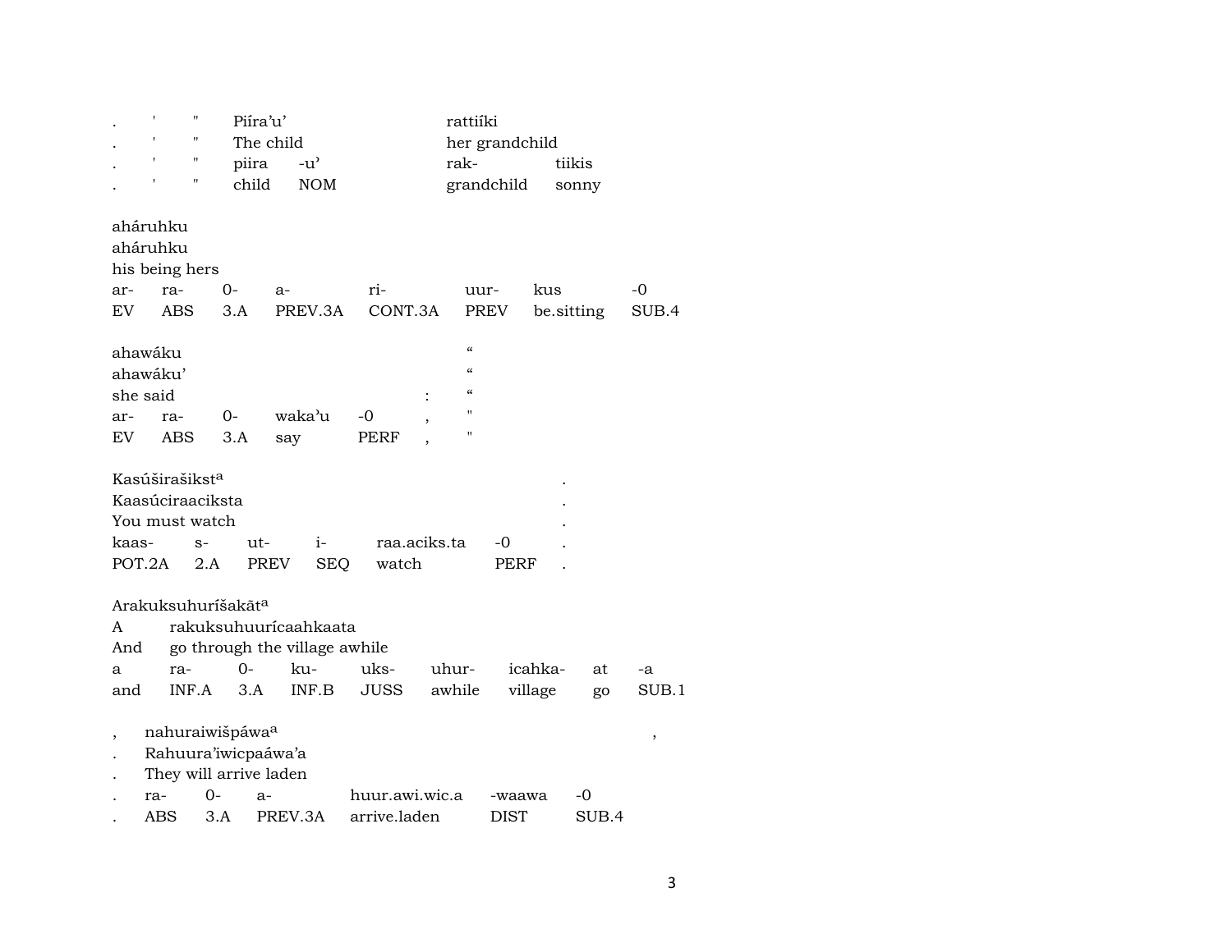| . | ' | " | Piíra'u' | | rattiíki | |
|---|---|---|---|---|---|---|
| . | ' | " | The child | | her grandchild | |
| . | ' | " | piira | -u' | rak- | tiikis |
| . | ' | " | child | NOM | grandchild | sonny |

aháruhku
aháruhku
his being hers

| ar- | ra- | 0- | a- | ri- | uur- | kus | -0 |
|---|---|---|---|---|---|---|---|
| EV | ABS | 3.A | PREV.3A | CONT.3A | PREV | be.sitting | SUB.4 |

| ahawáku | | | | | “ |
|---|---|---|---|---|---|
| ahawáku' | | | | | “ |
| she said | | | | : | “ |
| ar- | ra- | 0- | waka'u | -0 , | " |
| EV | ABS | 3.A | say | PERF , | " |

| Kasúširašikst[a] | | | | | | . |
|---|---|---|---|---|---|---|
| Kaasúciraaciksta | | | | | | . |
| You must watch | | | | | | . |
| kaas- | s- | ut- | i- | raa.aciks.ta | -0 | . |
| POT.2A | 2.A | PREV | SEQ | watch | PERF | . |

Arakuksuhuríšakāt[a]
A rakuksuhuurícaahkaata
And go through the village awhile

| a | ra- | 0- | ku- | uks- | uhur- | icahka- | at | -a |
|---|---|---|---|---|---|---|---|---|
| and | INF.A | 3.A | INF.B | JUSS | awhile | village | go | SUB.1 |

| , | nahuraiwišpáwa[a] | | | | | , |
|---|---|---|---|---|---|---|
| . | Rahuura'iwicpaáwa'a | | | | | |
| . | They will arrive laden | | | | | |
| . | ra- | 0- | a- | huur.awi.wic.a | -waawa | -0 |
| . | ABS | 3.A | PREV.3A | arrive.laden | DIST | SUB.4 |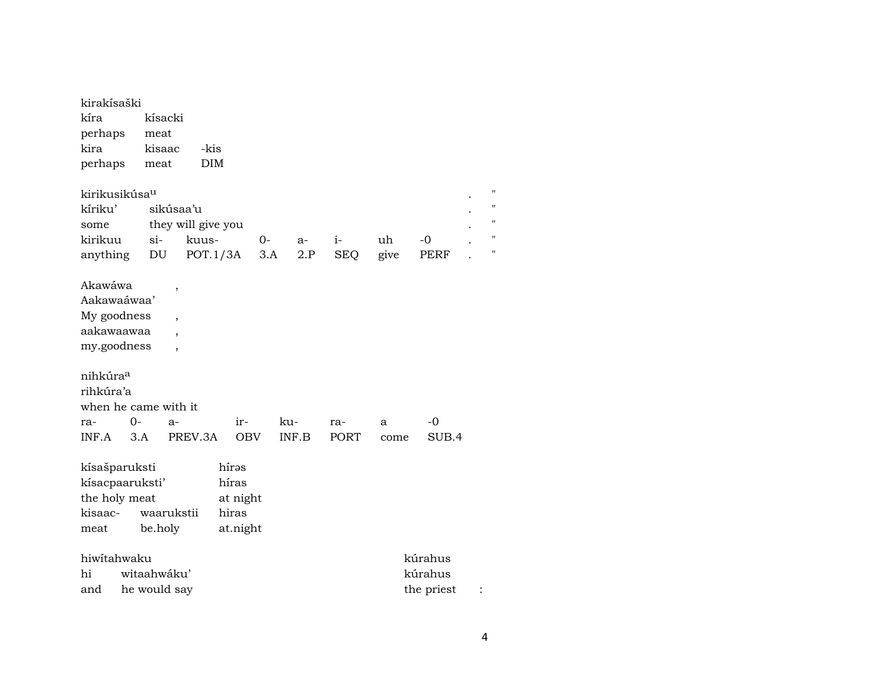kirakísaški
kíra kísacki
perhaps meat
kira kisaac -kis
perhaps meat DIM

| kirikusikúsa^u | | | | | | | | . | " |
|---|---|---|---|---|---|---|---|---|---|
| kíriku' | sikúsaa'u | | | | | | | . | " |
| some | they will give you | | | | | | | . | " |
| kirikuu | si- | kuus- | 0- | a- | i- | uh | -0 | . | " |
| anything | DU | POT.1/3A | 3.A | 2.P | SEQ | give | PERF | . | " |

Akawáwa ,
Aakawaáwaa'
My goodness ,
aakawaawaa ,
my.goodness ,

| nihkúra^a | | | | | | | |
|---|---|---|---|---|---|---|---|
| rihkúra'a | | | | | | | |
| when he came with it | | | | | | | |
| ra- | 0- | a- | ir- | ku- | ra- | a | -0 |
| INF.A | 3.A | PREV.3A | OBV | INF.B | PORT | come | SUB.4 |

| kísašparuksti | | hírəs |
|---|---|---|
| kísacpaaruksti' | | híras |
| the holy meat | | at night |
| kisaac- | waarukstii | hiras |
| meat | be.holy | at.night |

| hiwítahwaku | | kúrahus | |
|---|---|---|---|
| hi | witaahwáku' | kúrahus | |
| and | he would say | the priest | : |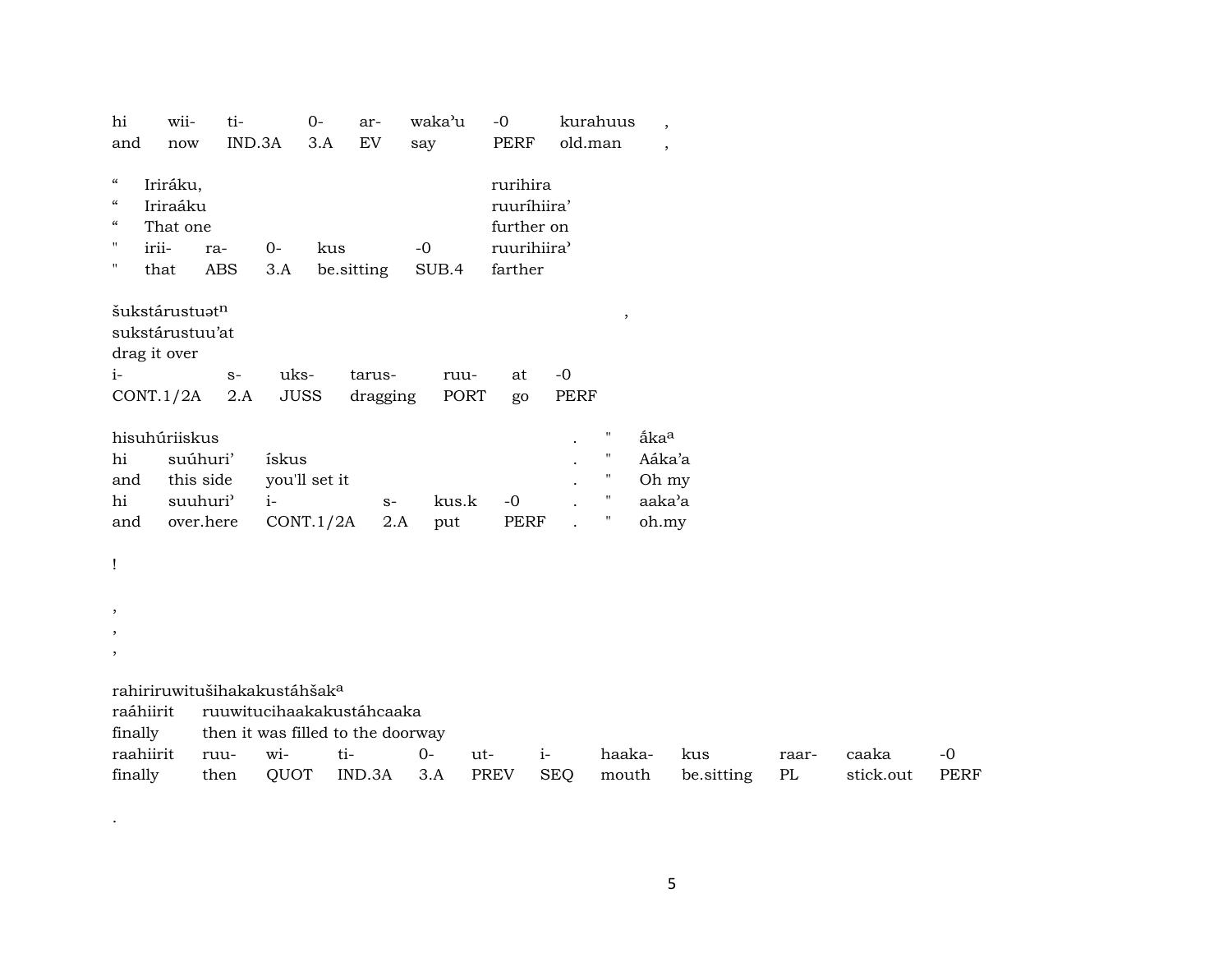| hi | wii- | ti- | 0- | ar- | waka'u | -0 | kurahuus | , |
|---|---|---|---|---|---|---|---|---|
| and | now | IND.3A | 3.A | EV | say | PERF | old.man | , |

| " | Iriráku, | | | | rurihira |
|---|---|---|---|---|---|
| " | Iriraáku | | | | ruuríhiira' |
| " | That one | | | | further on |
| " | irii- | ra- | 0- | kus | -0 | ruurihiira' |
| " | that | ABS | 3.A | be.sitting | SUB.4 | farther |

šukstárustuət^n ,
sukstárustuu'at
drag it over

| i- | s- | uks- | tarus- | ruu- | at | -0 |
|---|---|---|---|---|---|---|
| CONT.1/2A | 2.A | JUSS | dragging | PORT | go | PERF |

| hisuhúriiskus | | | | | | . | " | ắka^a |
|---|---|---|---|---|---|---|---|---|
| hi | suúhuri' | ískus | | | | . | " | Aáka'a |
| and | this side | you'll set it | | | | . | " | Oh my |
| hi | suuhuri' | i- | s- | kus.k | -0 | . | " | aaka'a |
| and | over.here | CONT.1/2A | 2.A | put | PERF | . | " | oh.my |

!

,
,
,

rahiriruwitušihakakustáhšak^a

| raáhiirit | ruuwitucihaakakustáhcaaka | | | | | | | | | | |
|---|---|---|---|---|---|---|---|---|---|---|---|
| finally | then it was filled to the doorway | | | | | | | | | | |
| raahiirit | ruu- | wi- | ti- | 0- | ut- | i- | haaka- | kus | raar- | caaka | -0 |
| finally | then | QUOT | IND.3A | 3.A | PREV | SEQ | mouth | be.sitting | PL | stick.out | PERF |

.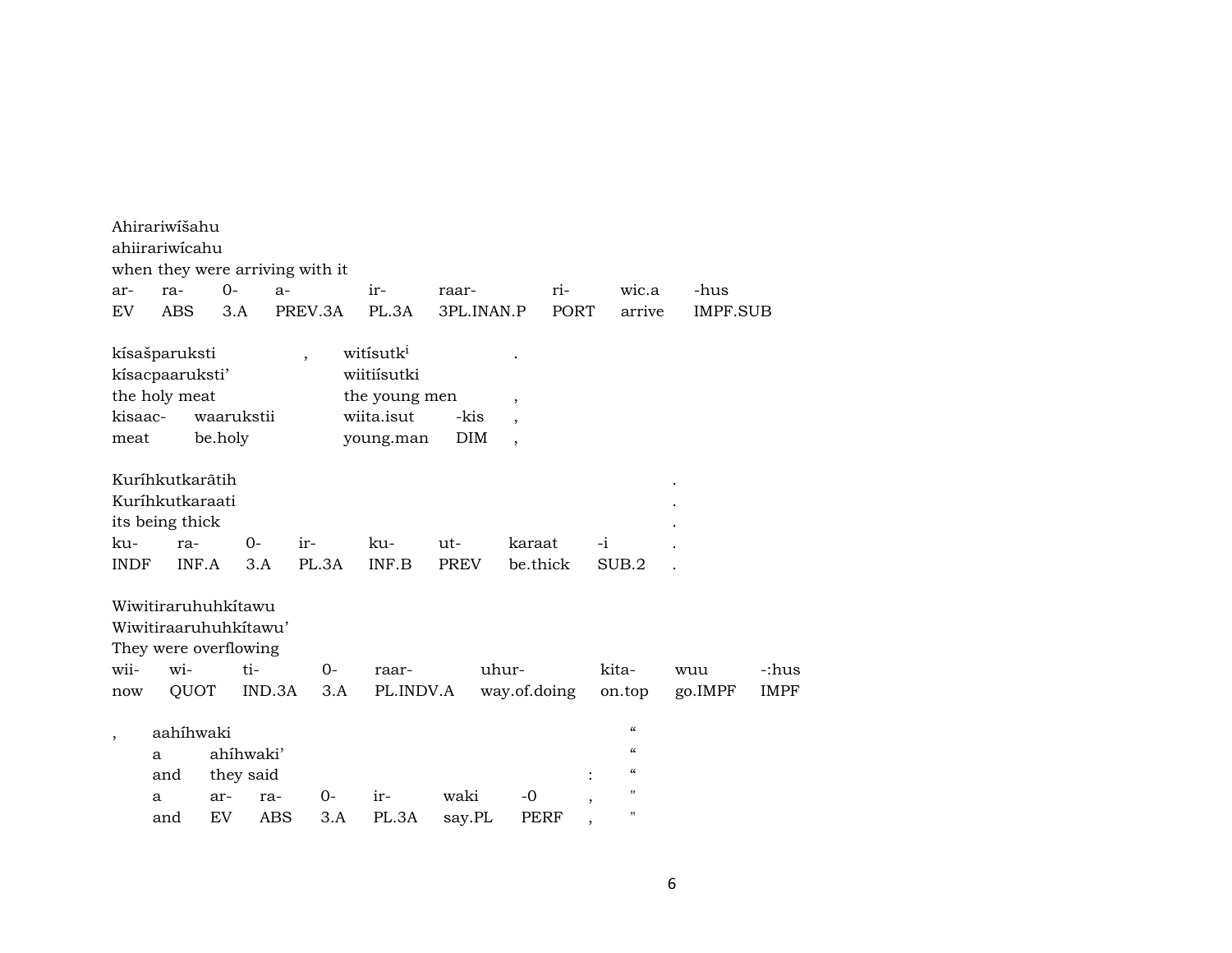Ahirariwíšahu
ahiirariwícahu
when they were arriving with it

| ar- | ra- | 0- | a- | ir- | raar- | ri- | wic.a | -hus |
|---|---|---|---|---|---|---|---|---|
| EV | ABS | 3.A | PREV.3A | PL.3A | 3PL.INAN.P | PORT | arrive | IMPF.SUB |

kísašparuksti , witísutk[i] .
kísacpaaruksti' wiitiísutki
the holy meat the young men ,

| kisaac- | waarukstii | wiita.isut | -kis | , |
|---|---|---|---|---|
| meat | be.holy | young.man | DIM | , |

Kuríhkutkarātih .
Kuríhkutkaraati .
its being thick .

| ku- | ra- | 0- | ir- | ku- | ut- | karaat | -i | . |
|---|---|---|---|---|---|---|---|---|
| INDF | INF.A | 3.A | PL.3A | INF.B | PREV | be.thick | SUB.2 | . |

Wiwitiraruhuhkítawu
Wiwitiraaruhuhkítawu'
They were overflowing

| wii- | wi- | ti- | 0- | raar- | uhur- | kita- | wuu | -:hus |
|---|---|---|---|---|---|---|---|---|
| now | QUOT | IND.3A | 3.A | PL.INDV.A | way.of.doing | on.top | go.IMPF | IMPF |

, aahíhwaki "
a ahíhwaki' "
and they said : "

| a | ar- | ra- | 0- | ir- | waki | -0 | , | " |
|---|---|---|---|---|---|---|---|---|
| and | EV | ABS | 3.A | PL.3A | say.PL | PERF | , | " |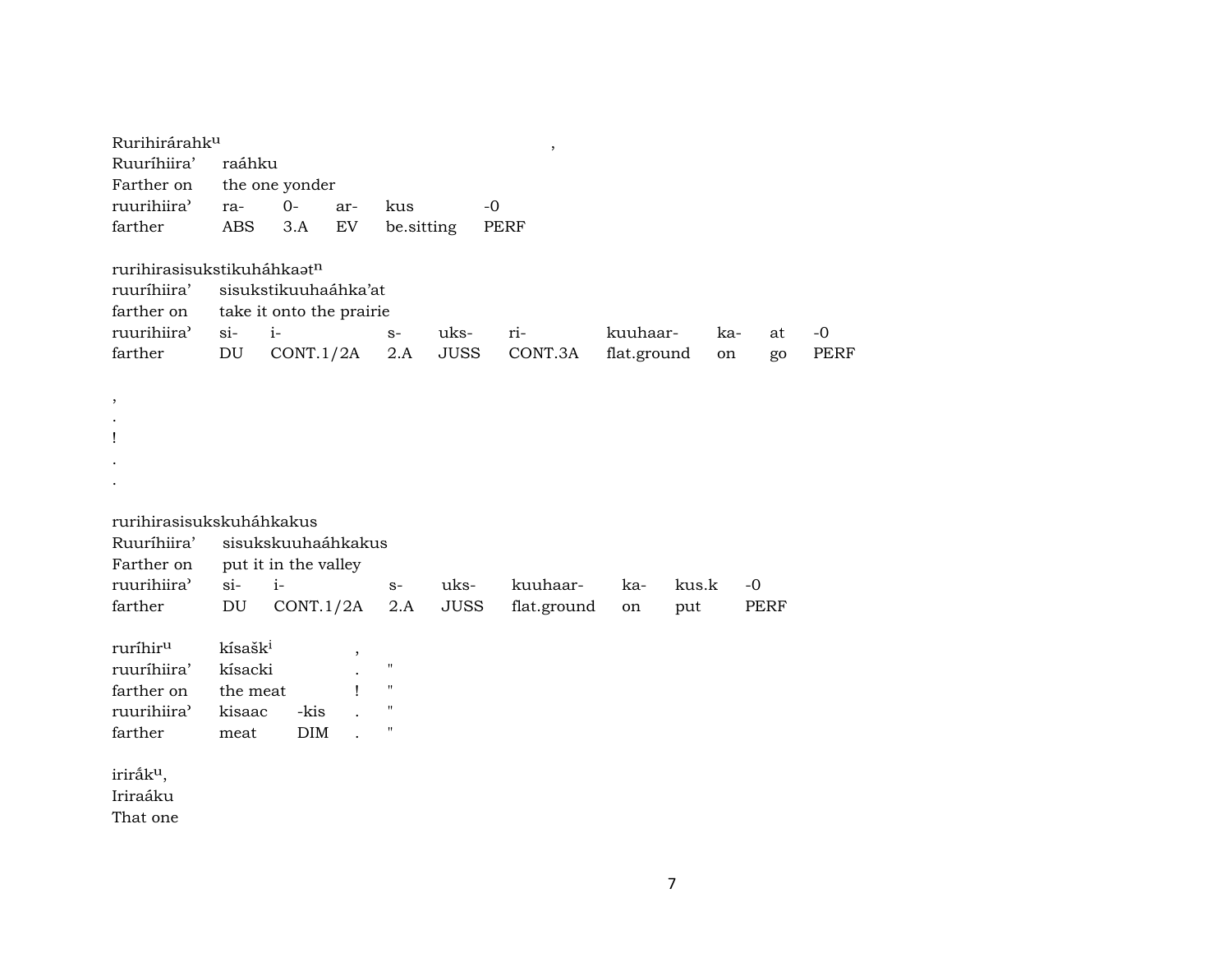Rurihirárahk^u ,

Ruuríhiira' raáhku

Farther on the one yonder

| ruurihiira' | ra- | 0- | ar- | kus | -0 |
|---|---|---|---|---|---|
| farther | ABS | 3.A | EV | be.sitting | PERF |

rurihirasisukstikuháhkaət^n

ruuríhiira' sisukstikuuhaáhka'at

farther on take it onto the prairie

| ruurihiira' | si- | i- | s- | uks- | ri- | kuuhaar- | ka- | at | -0 |
|---|---|---|---|---|---|---|---|---|---|
| farther | DU | CONT.1/2A | 2.A | JUSS | CONT.3A | flat.ground | on | go | PERF |

,

.

!

.

.

rurihirasisukskuháhkakus

Ruuríhiira' sisukskuuhaáhkakus

Farther on put it in the valley

| ruurihiira' | si- | i- | s- | uks- | kuuhaar- | ka- | kus.k | -0 |
|---|---|---|---|---|---|---|---|---|
| farther | DU | CONT.1/2A | 2.A | JUSS | flat.ground | on | put | PERF |

| ruríhir^u | kísašk^i | | , | |
|---|---|---|---|---|
| ruuríhiira' | kísacki | | . | " |
| farther on | the meat | | ! | " |
| ruurihiira' | kisaac | -kis | . | " |
| farther | meat | DIM | . | " |

irirấk^u,

Iriraáku

That one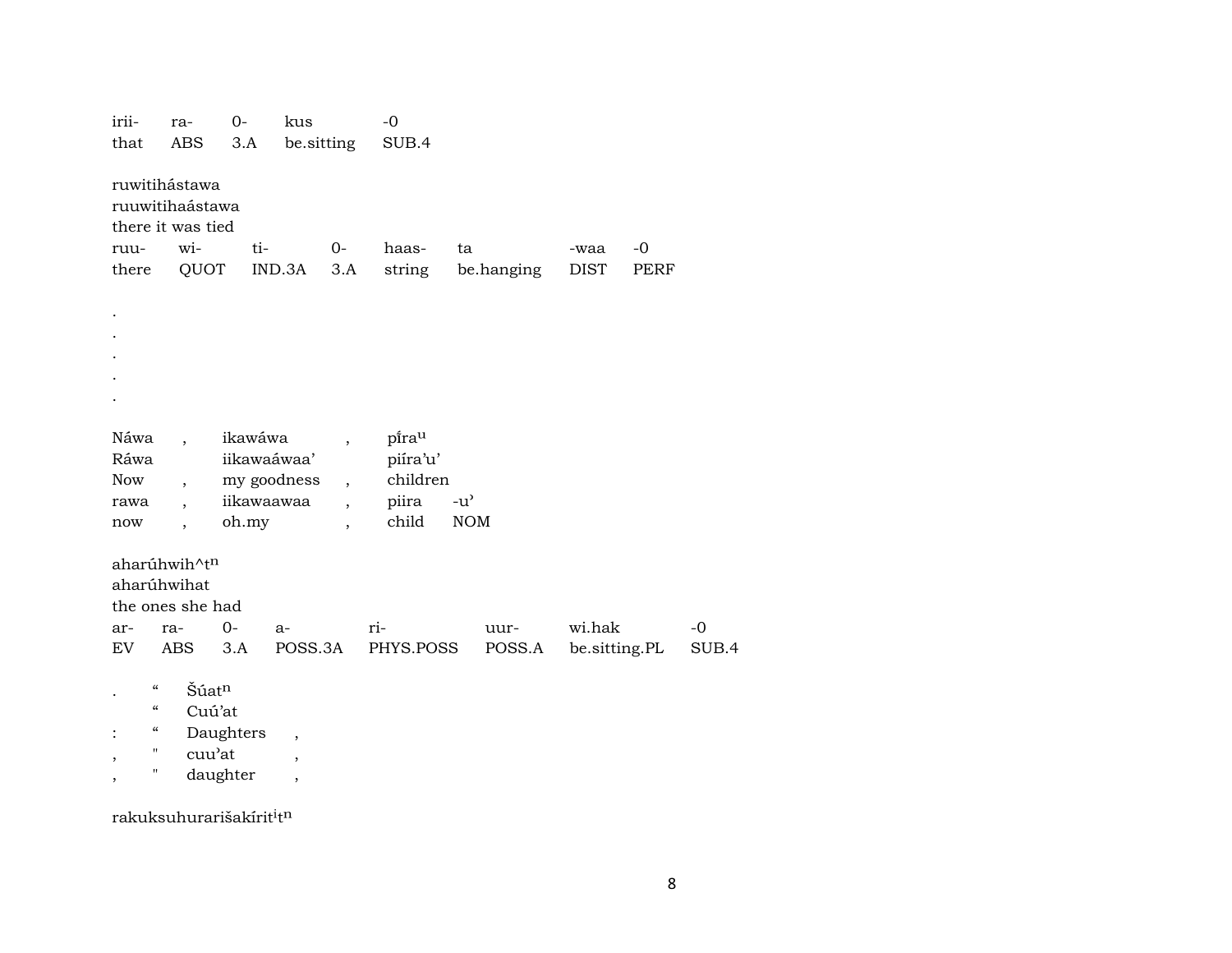| irii- | ra- | 0- | kus | -0 |
|---|---|---|---|---|
| that | ABS | 3.A | be.sitting | SUB.4 |

ruwitihástawa
ruuwitihaástawa
there it was tied

| ruu- | wi- | ti- | 0- | haas- | ta | -waa | -0 |
|---|---|---|---|---|---|---|---|
| there | QUOT | IND.3A | 3.A | string | be.hanging | DIST | PERF |

.
.
.
.
.

| Náwa | , | ikawáwa | , | pí̃ra$^{u}$ | |
|---|---|---|---|---|---|
| Ráwa | | iikawaáwaa’ | | piíra’u’ | |
| Now | , | my goodness | , | children | |
| rawa | , | iikawaawaa | , | piira | -u’ |
| now | , | oh.my | , | child | NOM |

aharúhwih^t$^{n}$
aharúhwihat
the ones she had

| ar- | ra- | 0- | a- | ri- | uur- | wi.hak | -0 |
|---|---|---|---|---|---|---|---|
| EV | ABS | 3.A | POSS.3A | PHYS.POSS | POSS.A | be.sitting.PL | SUB.4 |

| . | “ | Šúat$^{n}$ | |
|---|---|---|---|
| | “ | Cuú’at | |
| : | “ | Daughters | , |
| , | " | cuu’at | , |
| , | " | daughter | , |

rakuksuhurarišakírit$^{i}$t$^{n}$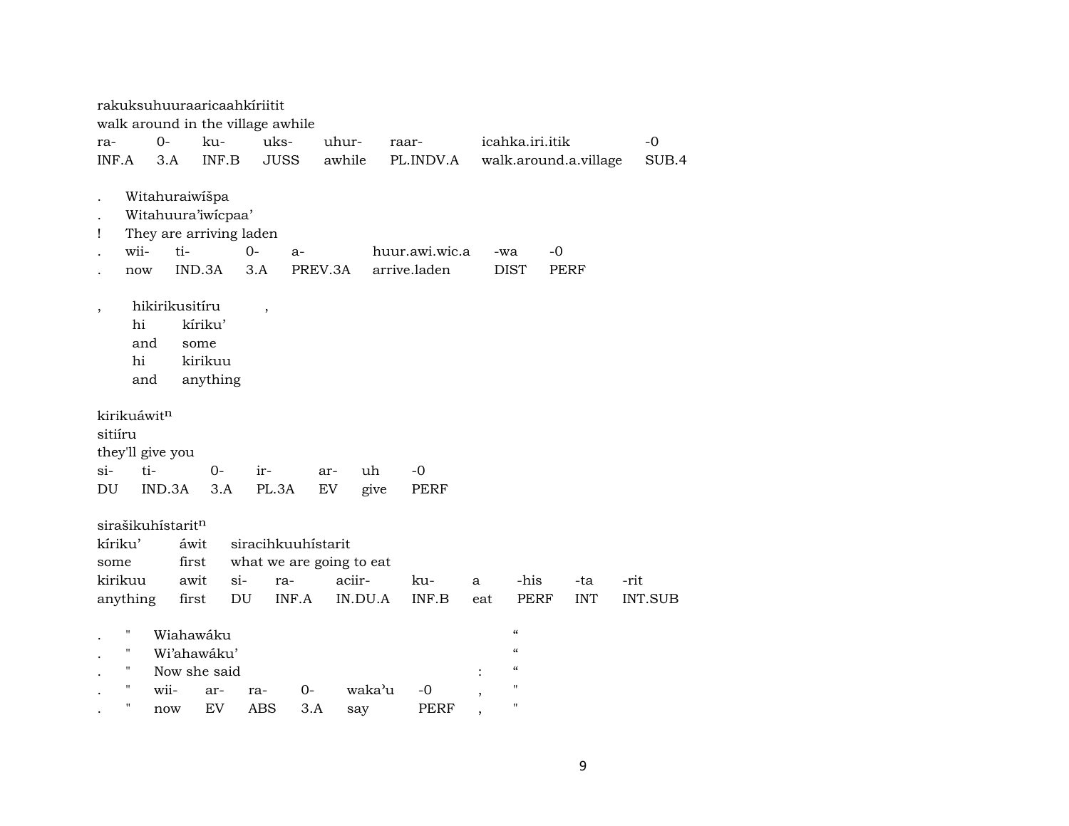rakuksuhuuraaricaahkíriitit
walk around in the village awhile

| ra- | 0- | ku- | uks- | uhur- | raar- | icahka.iri.itik | -0 |
|---|---|---|---|---|---|---|---|
| INF.A | 3.A | INF.B | JUSS | awhile | PL.INDV.A | walk.around.a.village | SUB.4 |

. Witahuraiwíšpa
. Witahuura’iwícpaa’
! They are arriving laden

| . | wii- | ti- | 0- | a- | huur.awi.wic.a | -wa | -0 |
|---|---|---|---|---|---|---|---|
| . | now | IND.3A | 3.A | PREV.3A | arrive.laden | DIST | PERF |

, hikirikusitíru ,

| hi | kíriku’ |
|---|---|
| and | some |
| hi | kirikuu |
| and | anything |

kirikuáwit$^{n}$
sitiíru
they'll give you

| si- | ti- | 0- | ir- | ar- | uh | -0 |
|---|---|---|---|---|---|---|
| DU | IND.3A | 3.A | PL.3A | EV | give | PERF |

sirašikuhístarit$^{n}$

| kíriku’ | áwit | siracihkuuhístarit | | | | | | | |
|---|---|---|---|---|---|---|---|---|---|
| some | first | what we are going to eat | | | | | | | |
| kirikuu | awit | si- | ra- | aciir- | ku- | a | -his | -ta | -rit |
| anything | first | DU | INF.A | IN.DU.A | INF.B | eat | PERF | INT | INT.SUB |

| . | " | Wiahawáku | | | | | | “ |
|---|---|---|---|---|---|---|---|---|
| . | " | Wi’ahawáku’ | | | | | | “ |
| . | " | Now she said | | | | | : | “ |
| . | " | wii- | ar- | ra- | 0- | waka’u | -0 , | " |
| . | " | now | EV | ABS | 3.A | say | PERF , | " |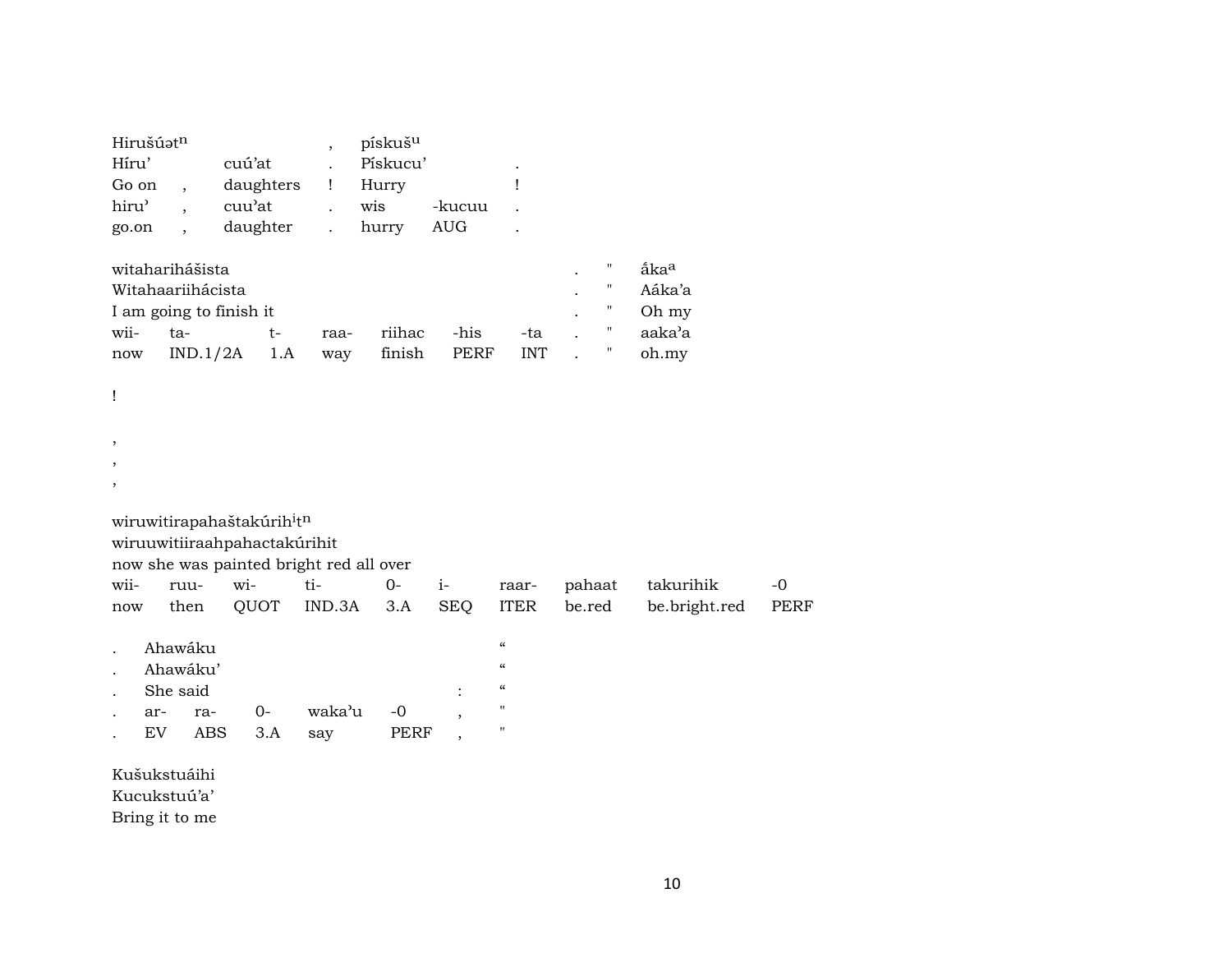| Hirušúətⁿ | | , | pískušᵘ | | |
|---|---|---|---|---|---|
| Híru’ | cuú’at | . | Pískucu’ | | . |
| Go on , | daughters | ! | Hurry | | ! |
| hiru’ , | cuu’at | . | wis | -kucuu | . |
| go.on , | daughter | . | hurry | AUG | . |

| witaharihášista | | | | | | | . | " | áka[a] |
|---|---|---|---|---|---|---|---|---|---|
| Witahaariihácista | | | | | | | . | " | Aáka’a |
| I am going to finish it | | | | | | | . | " | Oh my |
| wii- | ta- | t- | raa- | riihac | -his | -ta | . | " | aaka’a |
| now | IND.1/2A | 1.A | way | finish | PERF | INT | . | " | oh.my |

!

,
,
,

| wiruwitirapahaštakúrih[i]t[n] | | | | | | | | | |
|---|---|---|---|---|---|---|---|---|---|
| wiruuwitiiraahpahactakúrihit | | | | | | | | | |
| now she was painted bright red all over | | | | | | | | | |
| wii- | ruu- | wi- | ti- | 0- | i- | raar- | pahaat | takurihik | -0 |
| now | then | QUOT | IND.3A | 3.A | SEQ | ITER | be.red | be.bright.red | PERF |

| . | Ahawáku | | | | | “ |
|---|---|---|---|---|---|---|
| . | Ahawáku’ | | | | | “ |
| . | She said | | | | : | “ |
| . | ar- | ra- | 0- | waka’u | -0 , | " |
| . | EV | ABS | 3.A | say | PERF , | " |

Kušukstuáihi
Kucukstuú’a’
Bring it to me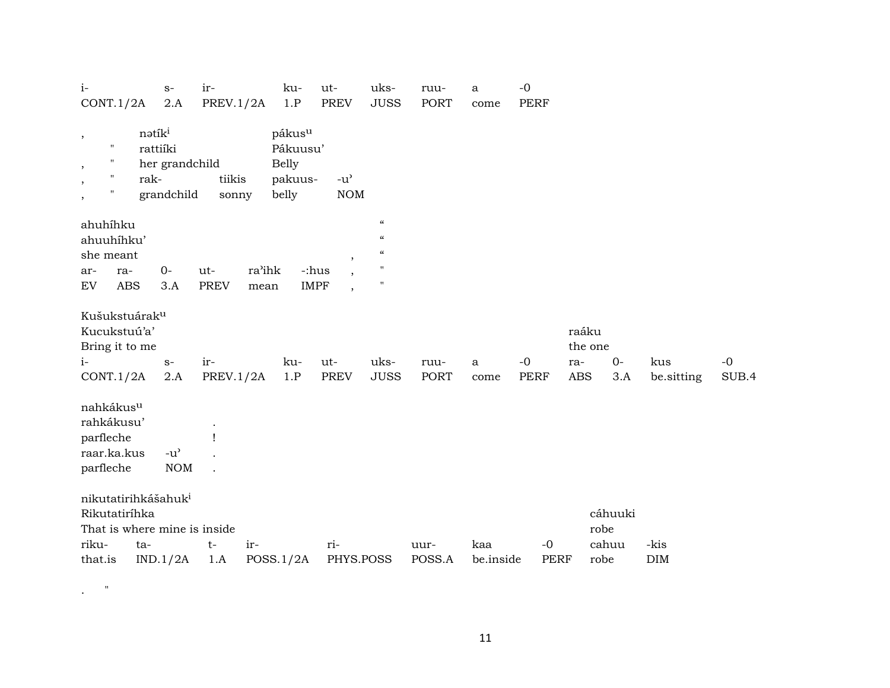| i- | s- | ir- | ku- | ut- | uks- | ruu- | a | -0 |
|---|---|---|---|---|---|---|---|---|
| CONT.1/2A | 2.A | PREV.1/2A | 1.P | PREV | JUSS | PORT | come | PERF |

| , | nətíkⁱ | | páküsᵘ | |
|---|---|---|---|---|
| " | rattiíki | | Pákuusu' | |
| , " | her grandchild | | Belly | |
| , " | rak- | tiikis | pakuus- | -u' |
| , " | grandchild | sonny | belly | NOM |

| ahuhíhku | | | | | | | " |
|---|---|---|---|---|---|---|---|
| ahuuhíhku' | | | | | | | " |
| she meant | | | | | | , | " |
| ar- | ra- | 0- | ut- | ra'ihk | -:hus | , | " |
| EV | ABS | 3.A | PREV | mean | IMPF | , | " |

| Kušukstuárakᵘ | | | | | | | | | | | | |
|---|---|---|---|---|---|---|---|---|---|---|---|---|
| Kucukstuú'a' | | | | | | | | | raáku | | | |
| Bring it to me | | | | | | | | | the one | | | |
| i- | s- | ir- | ku- | ut- | uks- | ruu- | a | -0 | ra- | 0- | kus | -0 |
| CONT.1/2A | 2.A | PREV.1/2A | 1.P | PREV | JUSS | PORT | come | PERF | ABS | 3.A | be.sitting | SUB.4 |

| nahkákusᵘ | | |
|---|---|---|
| rahkákusu' | | . |
| parfleche | | ! |
| raar.ka.kus | -u' | . |
| parfleche | NOM | . |

| nikutatirihkášahukⁱ | | | | | | | | | |
|---|---|---|---|---|---|---|---|---|---|
| Rikutatiríhka | | | | | | | | cáhuuki | |
| That is where mine is inside | | | | | | | | robe | |
| riku- | ta- | t- | ir- | ri- | uur- | kaa | -0 | cahuu | -kis |
| that.is | IND.1/2A | 1.A | POSS.1/2A | PHYS.POSS | POSS.A | be.inside | PERF | robe | DIM |

. "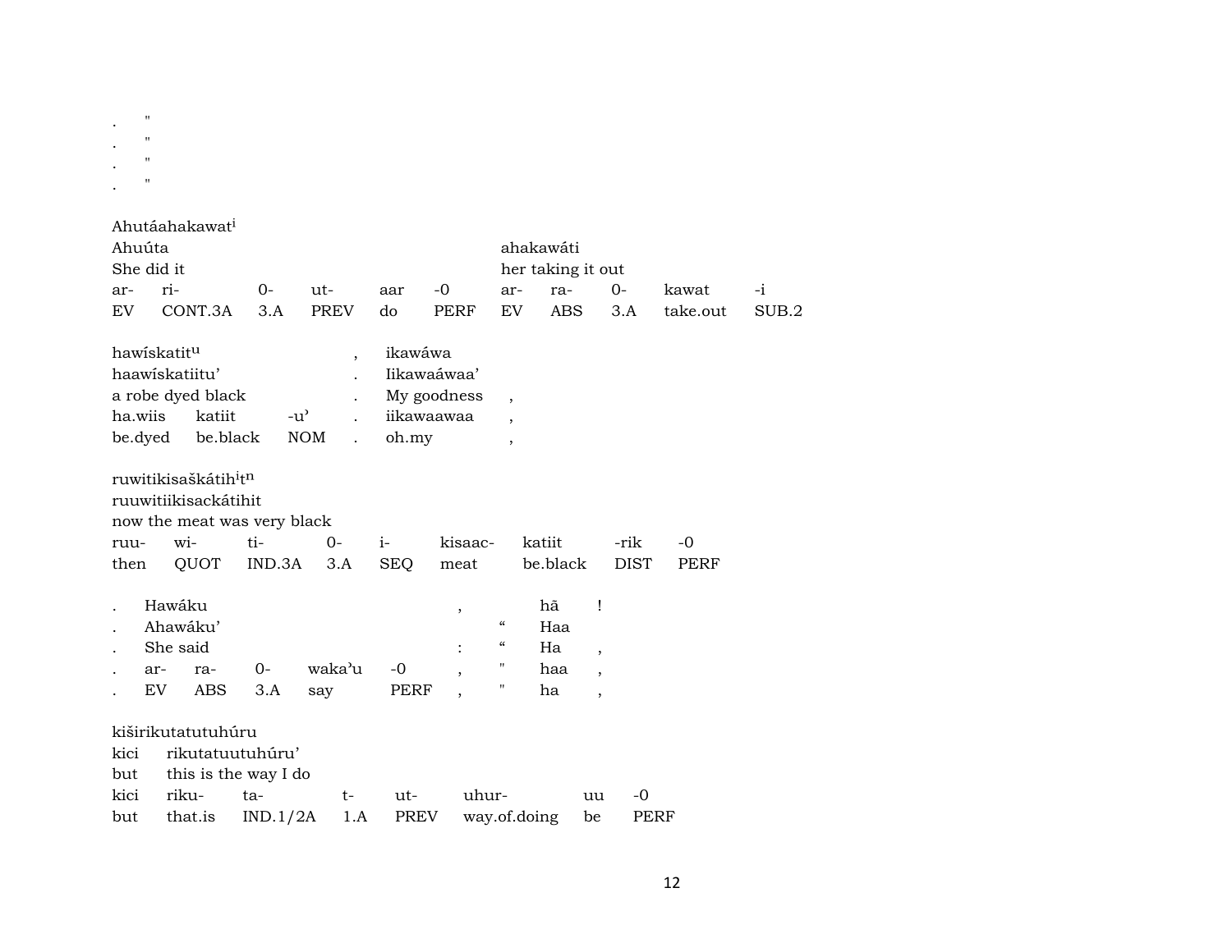. "
. "
. "
. "

Ahutáahakawat[i]
Ahuúta ahakawáti
She did it her taking it out

| ar- | ri- | 0- | ut- | aar | -0 | ar- | ra- | 0- | kawat | -i |
|---|---|---|---|---|---|---|---|---|---|---|
| EV | CONT.3A | 3.A | PREV | do | PERF | EV | ABS | 3.A | take.out | SUB.2 |

hawískatit[u] , ikawáwa
haawískatiitu' . Iikawaáwaa'
a robe dyed black . My goodness ,

| ha.wiis | katiit | -u' | . | iikawaawaa | , |
|---|---|---|---|---|---|
| be.dyed | be.black | NOM | . | oh.my | , |

ruwitikisaškátih[i]t[n]
ruuwitiikisackátihit
now the meat was very black

| ruu- | wi- | ti- | 0- | i- | kisaac- | katiit | -rik | -0 |
|---|---|---|---|---|---|---|---|---|
| then | QUOT | IND.3A | 3.A | SEQ | meat | be.black | DIST | PERF |

. Hawáku , hã !
. Ahawáku' " Haa
. She said : " Ha ,

| . | ar- | ra- | 0- | waka'u | -0 | , | " | haa | , |
|---|---|---|---|---|---|---|---|---|---|
| . | EV | ABS | 3.A | say | PERF | , | " | ha | , |

kiširikutatutuhúru
kici rikutatuutuhúru'
but this is the way I do

| kici | riku- | ta- | t- | ut- | uhur- | uu | -0 |
|---|---|---|---|---|---|---|---|
| but | that.is | IND.1/2A | 1.A | PREV | way.of.doing | be | PERF |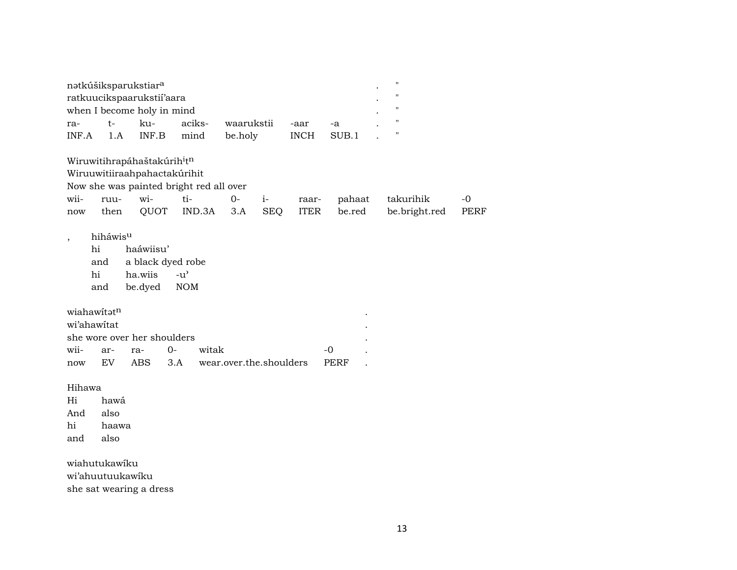nətkúšiksparukstiar[a] . "
ratkuucikspaarukstií'aara . "
when I become holy in mind . "

| ra- | t- | ku- | aciks- | waarukstii | -aar | -a | . | " |
|---|---|---|---|---|---|---|---|---|
| INF.A | 1.A | INF.B | mind | be.holy | INCH | SUB.1 | . | " |

Wiruwitihrapáhaštakúrih[i]t[n]
Wiruuwitiiraahpahactakúrihit
Now she was painted bright red all over

| wii- | ruu- | wi- | ti- | 0- | i- | raar- | pahaat | takurihik | -0 |
|---|---|---|---|---|---|---|---|---|---|
| now | then | QUOT | IND.3A | 3.A | SEQ | ITER | be.red | be.bright.red | PERF |

, hiháwis[u]
hi haáwiisu'
and a black dyed robe

| hi | ha.wiis | -u' |
|---|---|---|
| and | be.dyed | NOM |

wiahawítət[n] .
wi'ahawítat .
she wore over her shoulders .

| wii- | ar- | ra- | 0- | witak | -0 | . |
|---|---|---|---|---|---|---|
| now | EV | ABS | 3.A | wear.over.the.shoulders | PERF | . |

Hihawa
Hi hawá
And also

| hi | haawa |
|---|---|
| and | also |

wiahutukawíku
wi'ahuutuukawíku
she sat wearing a dress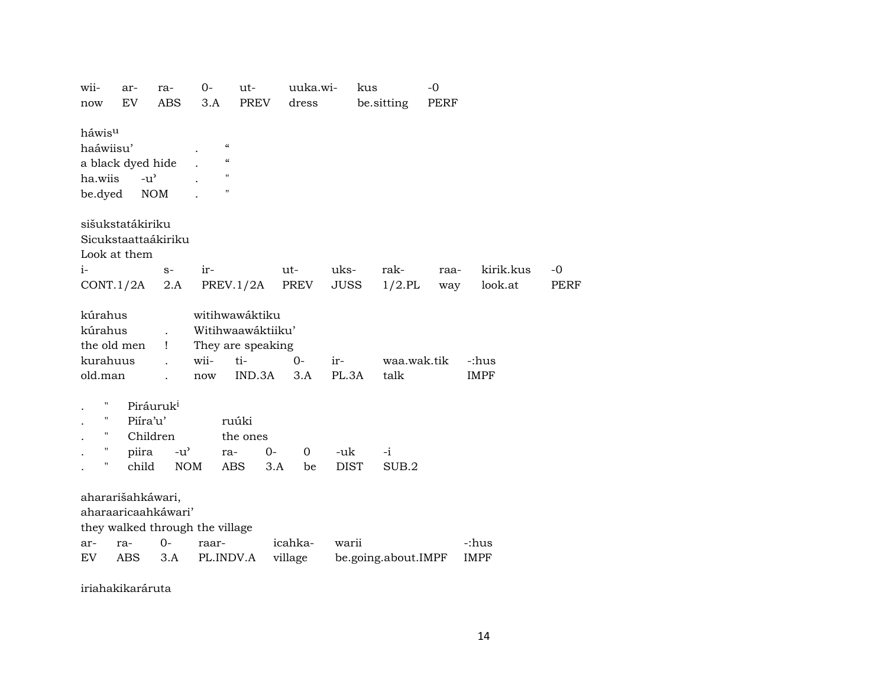| wii- | ar- | ra- | 0- | ut- | uuka.wi- | kus | -0 |
|---|---|---|---|---|---|---|---|
| now | EV | ABS | 3.A | PREV | dress | be.sitting | PERF |

háwis^u
haáwiisu' . "
a black dyed hide . "

| ha.wiis | -u' | . | " |
|---|---|---|---|
| be.dyed | NOM | . | " |

sišukstatákiriku
Sicukstaattaákiriku
Look at them

| i- | s- | ir- | ut- | uks- | rak- | raa- | kirik.kus | -0 |
|---|---|---|---|---|---|---|---|---|
| CONT.1/2A | 2.A | PREV.1/2A | PREV | JUSS | 1/2.PL | way | look.at | PERF |

kúrahus witihwawáktiku
kúrahus . Witihwaawáktiiku'
the old men ! They are speaking

| kurahuus | . | wii- | ti- | 0- | ir- | waa.wak.tik | -:hus |
|---|---|---|---|---|---|---|---|
| old.man | . | now | IND.3A | 3.A | PL.3A | talk | IMPF |

. " Piráuruk^i
. " Piíra'u' ruúki
. " Children the ones

| . | " | piira | -u' | ra- | 0- | 0 | -uk | -i |
|---|---|---|---|---|---|---|---|---|
| . | " | child | NOM | ABS | 3.A | be | DIST | SUB.2 |

ahararišahkáwari,
aharaaricaahkáwari'
they walked through the village

| ar- | ra- | 0- | raar- | icahka- | warii | -:hus |
|---|---|---|---|---|---|---|
| EV | ABS | 3.A | PL.INDV.A | village | be.going.about.IMPF | IMPF |

iriahakikaráruta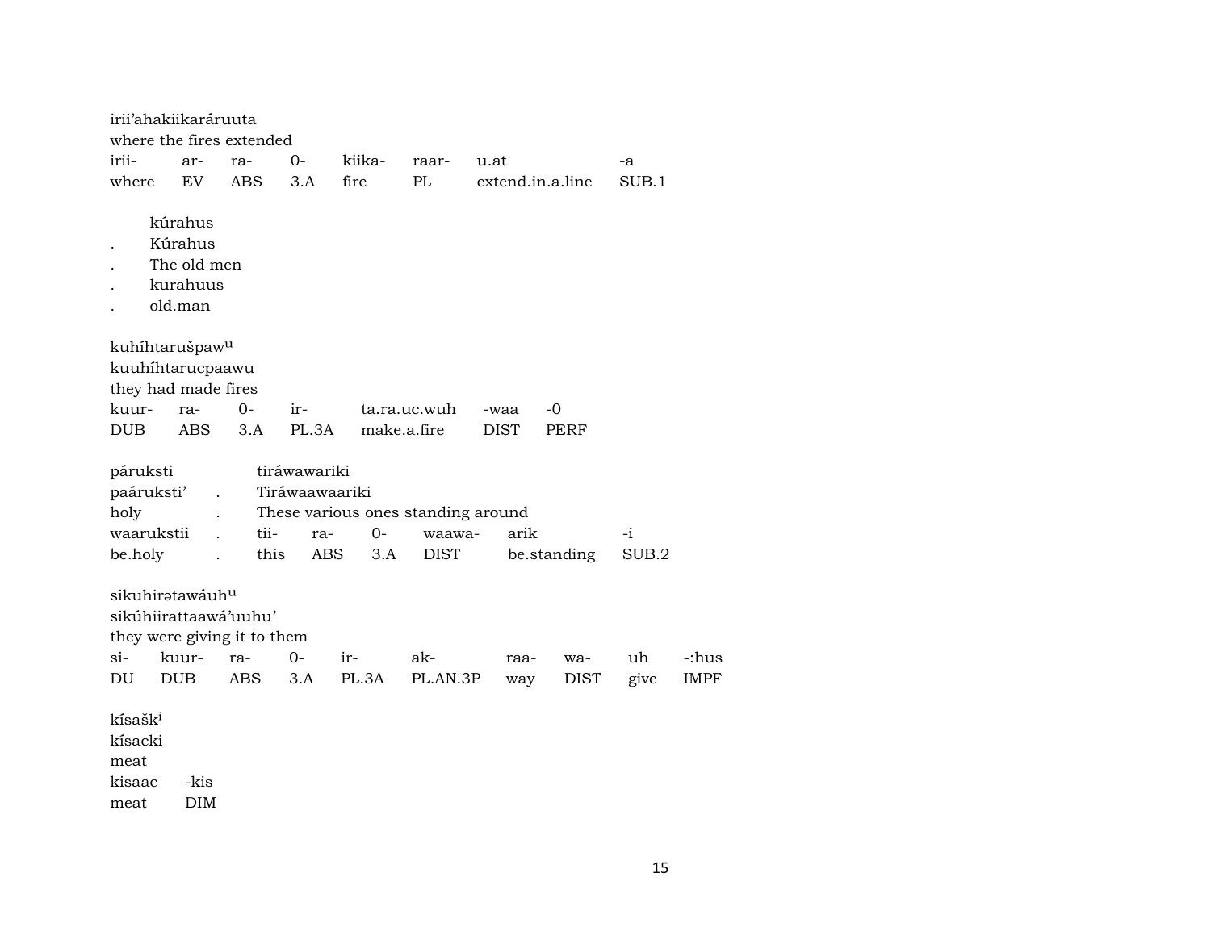irii'ahakiikaráruuta
where the fires extended

| irii- | ar- | ra- | 0- | kiika- | raar- | u.at | -a |
|---|---|---|---|---|---|---|---|
| where | EV | ABS | 3.A | fire | PL | extend.in.a.line | SUB.1 |

| | |
|---|---|
| | kúrahus |
| . | Kúrahus |
| . | The old men |
| . | kurahuus |
| . | old.man |

kuhíhtarušpaw[u]
kuuhíhtarucpaawu
they had made fires

| kuur- | ra- | 0- | ir- | ta.ra.uc.wuh | -waa | -0 |
|---|---|---|---|---|---|---|
| DUB | ABS | 3.A | PL.3A | make.a.fire | DIST | PERF |

| páruksti | | tiráwawariki | | | | | |
|---|---|---|---|---|---|---|---|
| paáruksti' | . | Tiráwaawaariki | | | | | |
| holy | . | These various ones standing around | | | | | |
| waarukstii | . | tii- | ra- | 0- | waawa- | arik | -i |
| be.holy | . | this | ABS | 3.A | DIST | be.standing | SUB.2 |

sikuhirətawáuh[u]
sikúhiirattaawá'uuhu'
they were giving it to them

| si- | kuur- | ra- | 0- | ir- | ak- | raa- | wa- | uh | -:hus |
|---|---|---|---|---|---|---|---|---|---|
| DU | DUB | ABS | 3.A | PL.3A | PL.AN.3P | way | DIST | give | IMPF |

kísašk[i]
kísacki
meat

| kisaac | -kis |
|---|---|
| meat | DIM |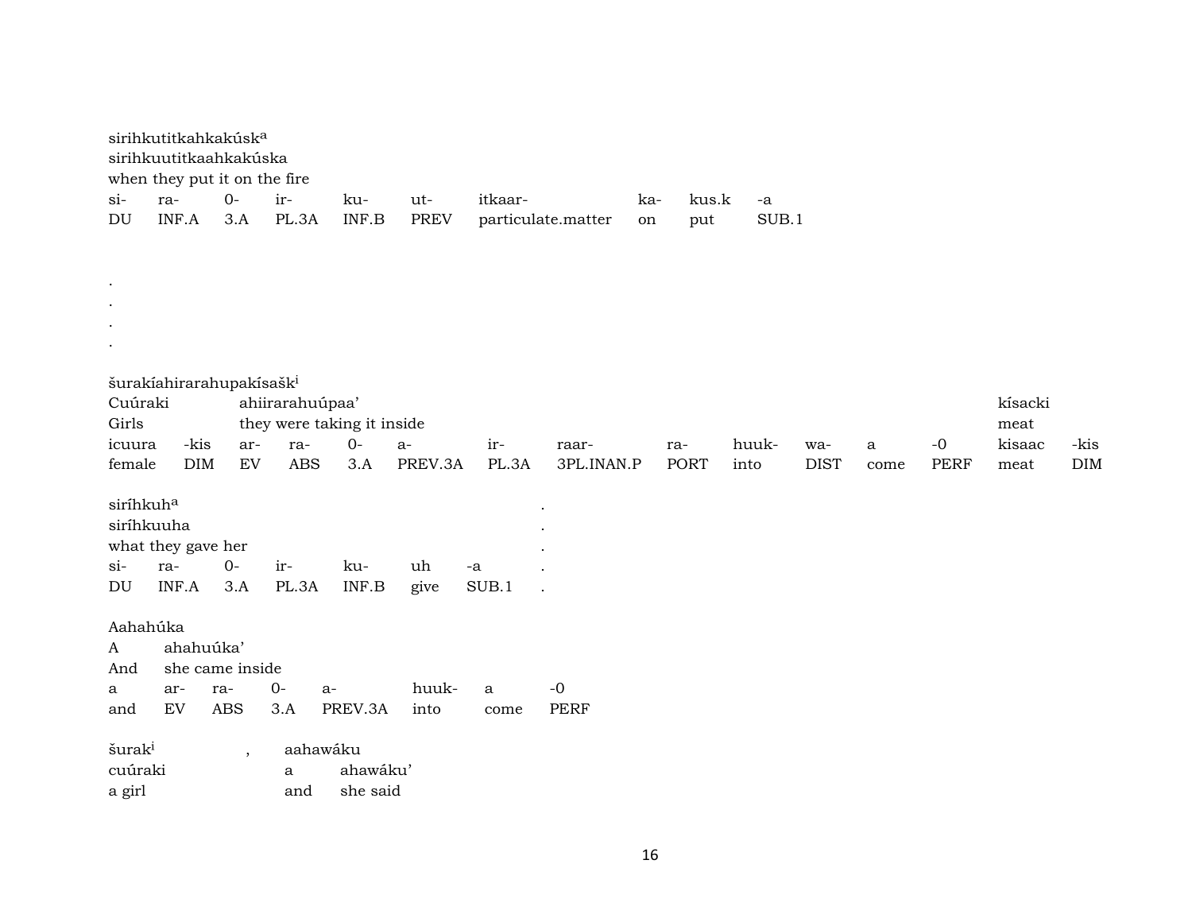sirihkutitkahkakúsk[a]
sirihkuutitkaahkakúska
when they put it on the fire

| si- | ra- | 0- | ir- | ku- | ut- | itkaar- | ka- | kus.k | -a |
|---|---|---|---|---|---|---|---|---|---|
| DU | INF.A | 3.A | PL.3A | INF.B | PREV | particulate.matter | on | put | SUB.1 |

.
.
.
.

šurakíahirarahupakísašk[i]

| Cuúraki | | ahiirarahuúpaa' | | | | | | | | | | | kísacki | |
|---|---|---|---|---|---|---|---|---|---|---|---|---|---|---|
| Girls | | they were taking it inside | | | | | | | | | | | meat | |
| icuura | -kis | ar- | ra- | 0- | a- | ir- | raar- | ra- | huuk- | wa- | a | -0 | kisaac | -kis |
| female | DIM | EV | ABS | 3.A | PREV.3A | PL.3A | 3PL.INAN.P | PORT | into | DIST | come | PERF | meat | DIM |

siríhkuh[a] .
siríhkuuha .
what they gave her .

| si- | ra- | 0- | ir- | ku- | uh | -a | . |
|---|---|---|---|---|---|---|---|
| DU | INF.A | 3.A | PL.3A | INF.B | give | SUB.1 | . |

Aahahúka

| A | ahahuúka' | | | | | | |
|---|---|---|---|---|---|---|---|
| And | she came inside | | | | | | |
| a | ar- | ra- | 0- | a- | huuk- | a | -0 |
| and | EV | ABS | 3.A | PREV.3A | into | come | PERF |

šurak[i] , aahawáku
cuúraki a ahawáku'
a girl and she said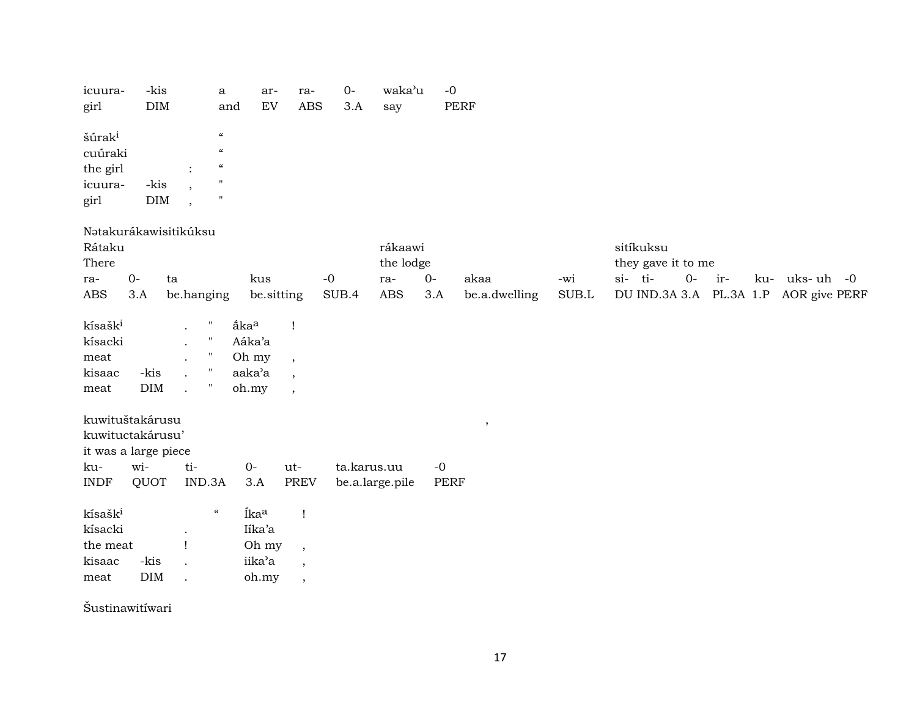| icuura- | -kis | a | ar- | ra- | 0- | waka'u | -0 |
|---|---|---|---|---|---|---|---|
| girl | DIM | and | EV | ABS | 3.A | say | PERF |

| šúrak$^{i}$ | | | “ |
|---|---|---|---|
| cuúraki | | | “ |
| the girl | | : | “ |
| icuura- | -kis | , | " |
| girl | DIM | , | " |

Nətakurákawisitikúksu

| Rátaku | | | | | rákaawi | | | | sitíkuksu | | | | | | | |
|---|---|---|---|---|---|---|---|---|---|---|---|---|---|---|---|---|
| There | | | | | the lodge | | | | they gave it to me | | | | | | | |
| ra- | 0- | ta | kus | -0 | ra- | 0- | akaa | -wi | si- | ti- | 0- | ir- | ku- | uks- | uh | -0 |
| ABS | 3.A | be.hanging | be.sitting | SUB.4 | ABS | 3.A | be.a.dwelling | SUB.L | DU | IND.3A | 3.A | PL.3A | 1.P | AOR | give | PERF |

| kísašk$^{i}$ | | . | " | ắka$^{a}$ | ! |
|---|---|---|---|---|---|
| kísacki | | . | " | Aáka'a | |
| meat | | . | " | Oh my | , |
| kisaac | -kis | . | " | aaka'a | , |
| meat | DIM | . | " | oh.my | , |

kuwituštakárusu ,

| kuwituctakárusu' | | | | | |
|---|---|---|---|---|---|
| it was a large piece | | | | | |
| ku- | wi- | ti- | 0- | ut- | ta.karus.uu | -0 |
| INDF | QUOT | IND.3A | 3.A | PREV | be.a.large.pile | PERF |

| kísašk$^{i}$ | | | “ | Íka$^{a}$ | ! |
|---|---|---|---|---|---|
| kísacki | | . | | Iíka'a | |
| the meat | | ! | | Oh my | , |
| kisaac | -kis | . | | iika'a | , |
| meat | DIM | . | | oh.my | , |

Šustinawitíwari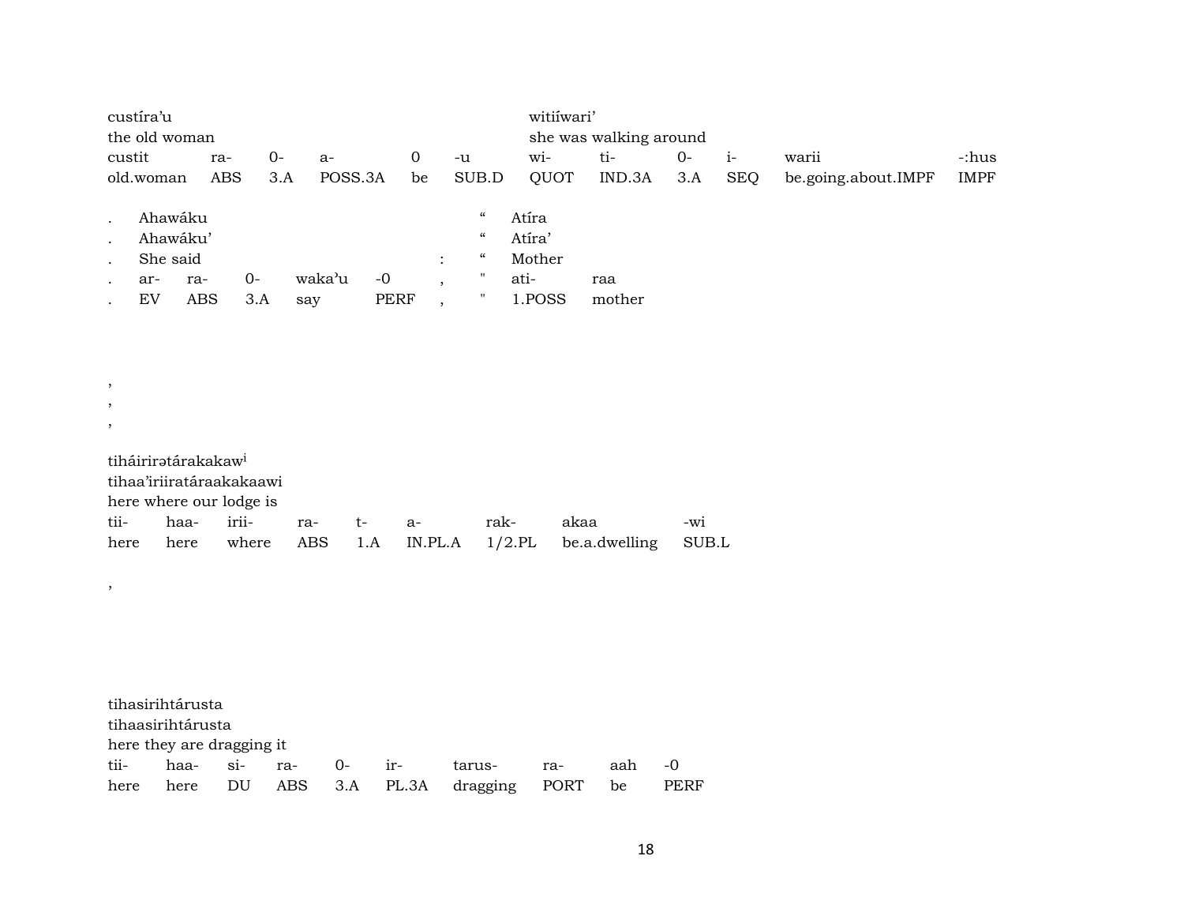| custíraʼu | | | | | | witiíwariʼ | | | | | |
|---|---|---|---|---|---|---|---|---|---|---|---|
| the old woman | | | | | | she was walking around | | | | | |
| custit | ra- | 0- | a- | 0 | -u | wi- | ti- | 0- | i- | warii | -:hus |
| old.woman | ABS | 3.A | POSS.3A | be | SUB.D | QUOT | IND.3A | 3.A | SEQ | be.going.about.IMPF | IMPF |

| . | Ahawáku | | | | | | “ | Atíra | |
|---|---|---|---|---|---|---|---|---|---|
| . | Ahawákuʼ | | | | | | “ | Atíraʼ | |
| . | She said | | | | | : | “ | Mother | |
| . | ar- | ra- | 0- | wakaʼu | -0 | , | " | ati- | raa |
| . | EV | ABS | 3.A | say | PERF | , | " | 1.POSS | mother |

,
,
,

| tiháirirətárakakaw[i] | | | | | | | | |
|---|---|---|---|---|---|---|---|---|
| tihaaʼiriiratáraakakaawi | | | | | | | | |
| here where our lodge is | | | | | | | | |
| tii- | haa- | irii- | ra- | t- | a- | rak- | akaa | -wi |
| here | here | where | ABS | 1.A | IN.PL.A | 1/2.PL | be.a.dwelling | SUB.L |

,

| tihasirihtárusta | | | | | | | | | |
|---|---|---|---|---|---|---|---|---|---|
| tihaasirihtárusta | | | | | | | | | |
| here they are dragging it | | | | | | | | | |
| tii- | haa- | si- | ra- | 0- | ir- | tarus- | ra- | aah | -0 |
| here | here | DU | ABS | 3.A | PL.3A | dragging | PORT | be | PERF |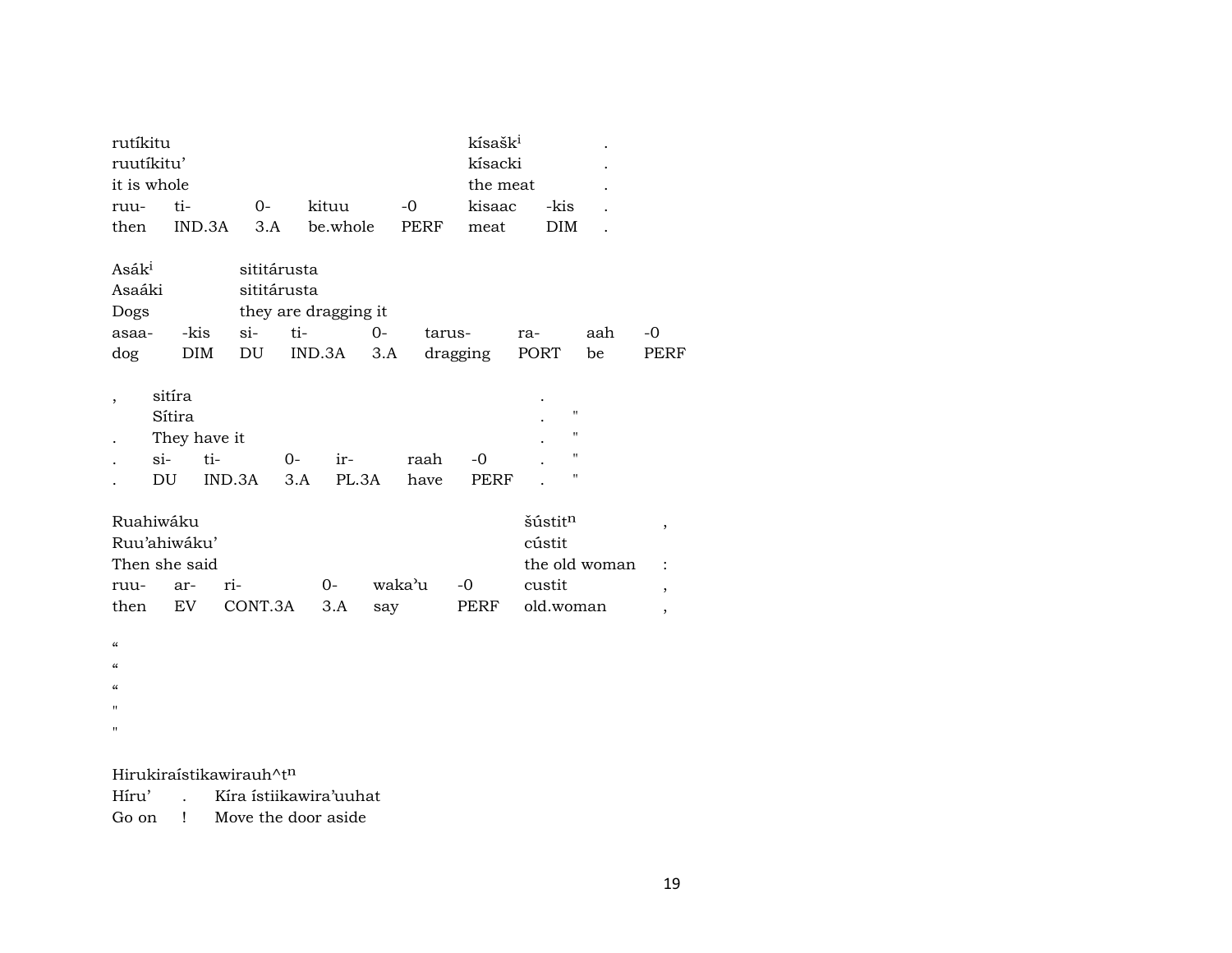| rutíkitu | | | | | kísašk[i] | | . |
|---|---|---|---|---|---|---|---|
| ruutíkitu' | | | | | kísacki | | . |
| it is whole | | | | | the meat | | . |
| ruu- | ti- | 0- | kituu | -0 | kisaac | -kis | . |
| then | IND.3A | 3.A | be.whole | PERF | meat | DIM | . |

| Asák[i] | | sititárusta | | | | | | |
|---|---|---|---|---|---|---|---|---|
| Asaáki | | sititárusta | | | | | | |
| Dogs | | they are dragging it | | | | | | |
| asaa- | -kis | si- | ti- | 0- | tarus- | ra- | aah | -0 |
| dog | DIM | DU | IND.3A | 3.A | dragging | PORT | be | PERF |

| , | sitíra | | | | | | . | |
|---|---|---|---|---|---|---|---|---|
| | Sítira | | | | | | . | " |
| . | They have it | | | | | | . | " |
| . | si- | ti- | 0- | ir- | raah | -0 | . | " |
| . | DU | IND.3A | 3.A | PL.3A | have | PERF | . | " |

| Ruahiwáku | | | | | | šústit[n] | , |
|---|---|---|---|---|---|---|---|
| Ruu'ahiwáku' | | | | | | cústit | |
| Then she said | | | | | | the old woman | : |
| ruu- | ar- | ri- | 0- | waka'u | -0 | custit | , |
| then | EV | CONT.3A | 3.A | say | PERF | old.woman | , |

“
“
“
"
"

| Hirukiraístikawirauh^t[n] | | |
|---|---|---|
| Híru' | . | Kíra ístiikawira'uuhat |
| Go on | ! | Move the door aside |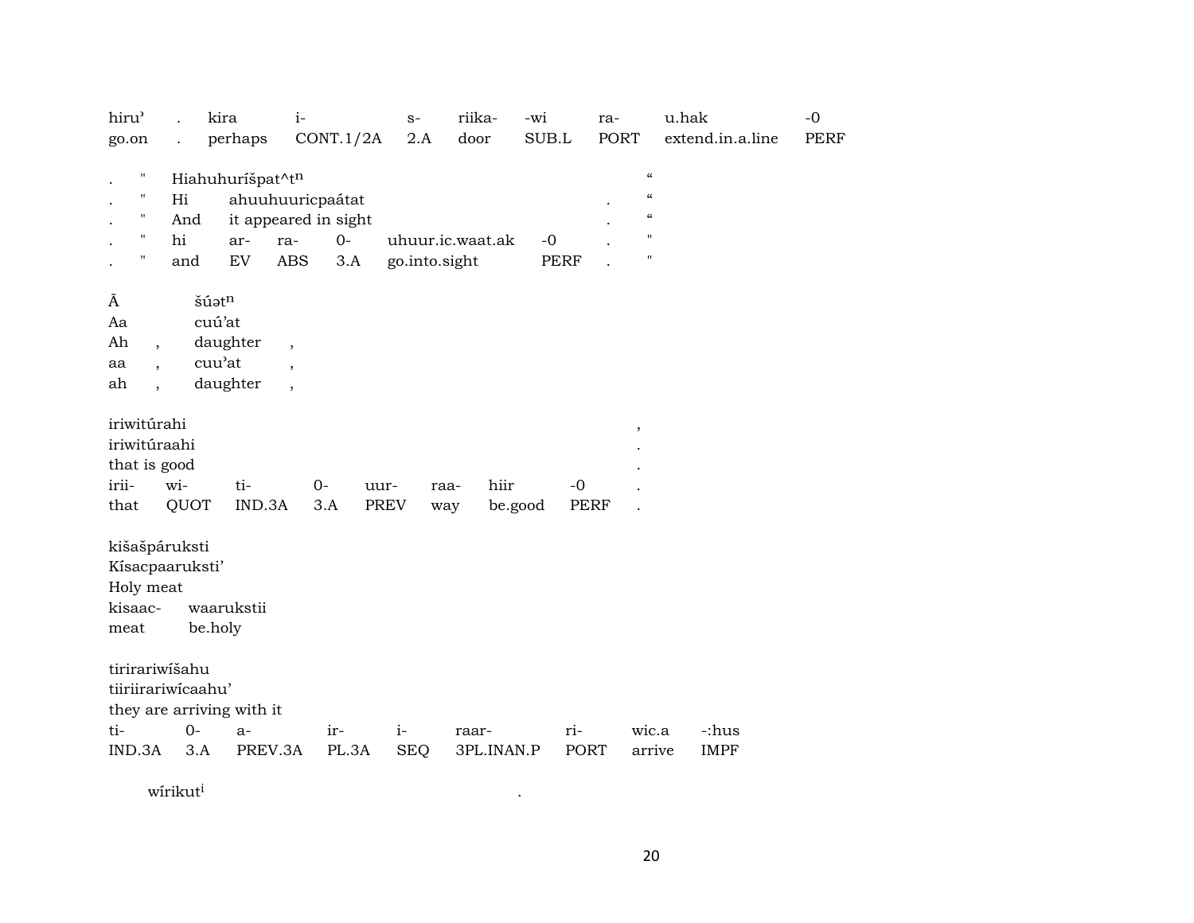| hiru' | . | kira | i- | s- | riika- | -wi | ra- | u.hak | -0 |
|---|---|---|---|---|---|---|---|---|---|
| go.on | . | perhaps | CONT.1/2A | 2.A | door | SUB.L | PORT | extend.in.a.line | PERF |

| . | " | Hiahuhuríšpat^t$^{n}$ | | | | | | | “ |
|---|---|---|---|---|---|---|---|---|---|
| . | " | Hi | ahuuhuuricpaátat | | | | | . | “ |
| . | " | And | it appeared in sight | | | | | . | “ |
| . | " | hi | ar- | ra- | 0- | uhuur.ic.waat.ak | -0 | . | " |
| . | " | and | EV | ABS | 3.A | go.into.sight | PERF | . | " |

| Ã | | šúət$^{n}$ | |
|---|---|---|---|
| Aa | | cuú'at | |
| Ah | , | daughter | , |
| aa | , | cuu'at | , |
| ah | , | daughter | , |

| iriwitúrahi | | | | | | | | , |
|---|---|---|---|---|---|---|---|---|
| iriwitúraahi | | | | | | | | . |
| that is good | | | | | | | | . |
| irii- | wi- | ti- | 0- | uur- | raa- | hiir | -0 | . |
| that | QUOT | IND.3A | 3.A | PREV | way | be.good | PERF | . |

| kišašpáruksti | |
|---|---|
| Kísacpaaruksti' | |
| Holy meat | |
| kisaac- | waarukstii |
| meat | be.holy |

| tirirariwíšahu | | | | | | | | |
|---|---|---|---|---|---|---|---|---|
| tiiriirariwícaahu' | | | | | | | | |
| they are arriving with it | | | | | | | | |
| ti- | 0- | a- | ir- | i- | raar- | ri- | wic.a | -:hus |
| IND.3A | 3.A | PREV.3A | PL.3A | SEQ | 3PL.INAN.P | PORT | arrive | IMPF |

wírikut$^{i}$ .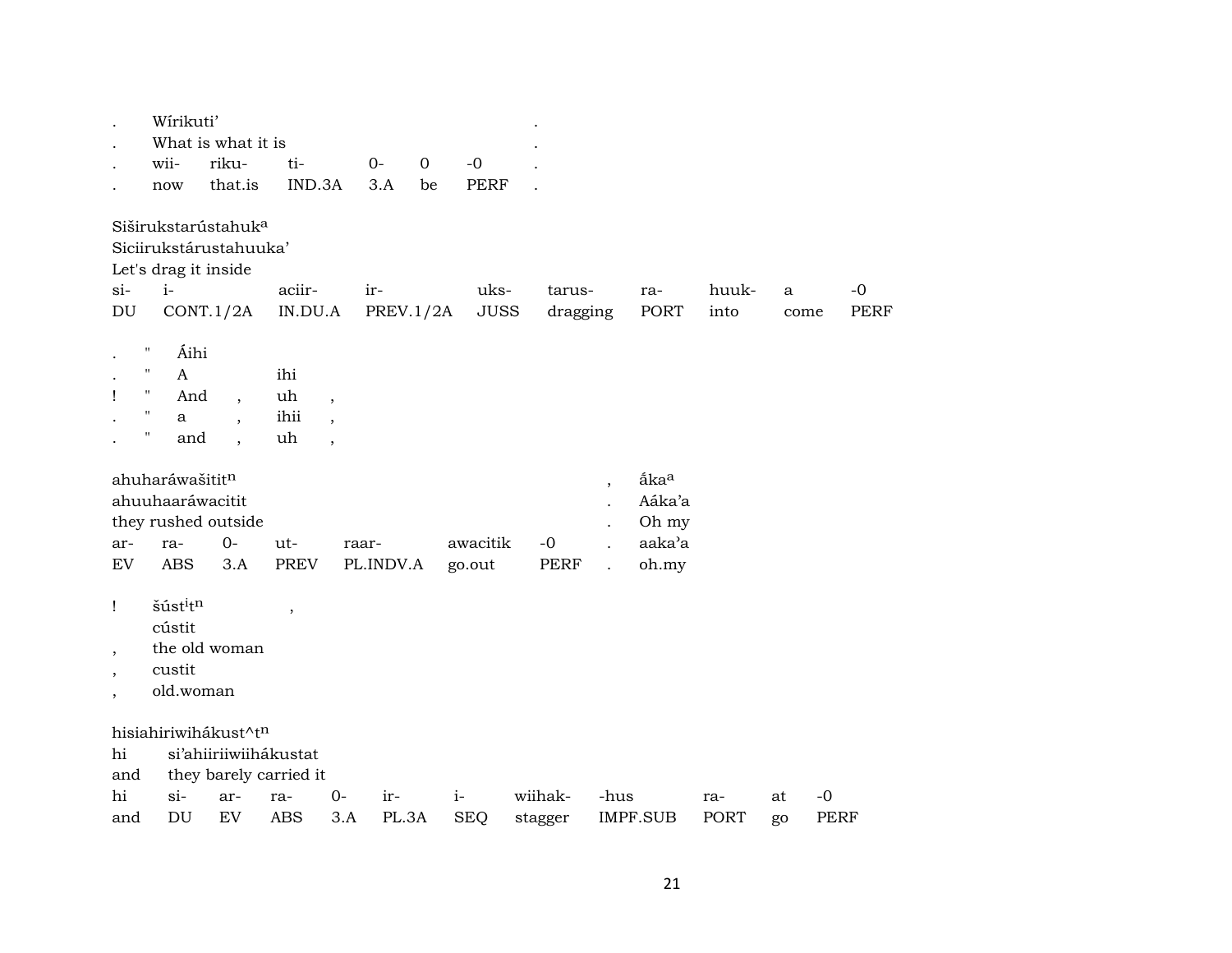| . | Wírikuti’ | | | | | | . |
|---|---|---|---|---|---|---|---|
| . | What is what it is | | | | | | . |
| . | wii- | riku- | ti- | 0- | 0 | -0 | . |
| . | now | that.is | IND.3A | 3.A | be | PERF | . |

Siširukstarústahuk[a]
Siciirukstárustahuuka’
Let's drag it inside

| si- | i- | aciir- | ir- | uks- | tarus- | ra- | huuk- | a | -0 |
|---|---|---|---|---|---|---|---|---|---|
| DU | CONT.1/2A | IN.DU.A | PREV.1/2A | JUSS | dragging | PORT | into | come | PERF |

| . | " | Áihi | | | |
|---|---|---|---|---|---|
| . | " | A | | ihi | |
| ! | " | And | , | uh | , |
| . | " | a | , | ihii | , |
| . | " | and | , | uh | , |

ahuharáwašitit[n] , ấka[a]
ahuuhaaráwacitit . Aáka’a
they rushed outside . Oh my

| ar- | ra- | 0- | ut- | raar- | awacitik | -0 | . | aaka’a |
|---|---|---|---|---|---|---|---|---|
| EV | ABS | 3.A | PREV | PL.INDV.A | go.out | PERF | . | oh.my |

| ! | šústⁱt[n] | , |
|---|---|---|
| | cústit | |
| , | the old woman | |
| , | custit | |
| , | old.woman | |

hisiahiriwihákust^t[n]
hi si’ahiiriiwiihákustat
and they barely carried it

| hi | si- | ar- | ra- | 0- | ir- | i- | wiihak- | -hus | ra- | at | -0 |
|---|---|---|---|---|---|---|---|---|---|---|---|
| and | DU | EV | ABS | 3.A | PL.3A | SEQ | stagger | IMPF.SUB | PORT | go | PERF |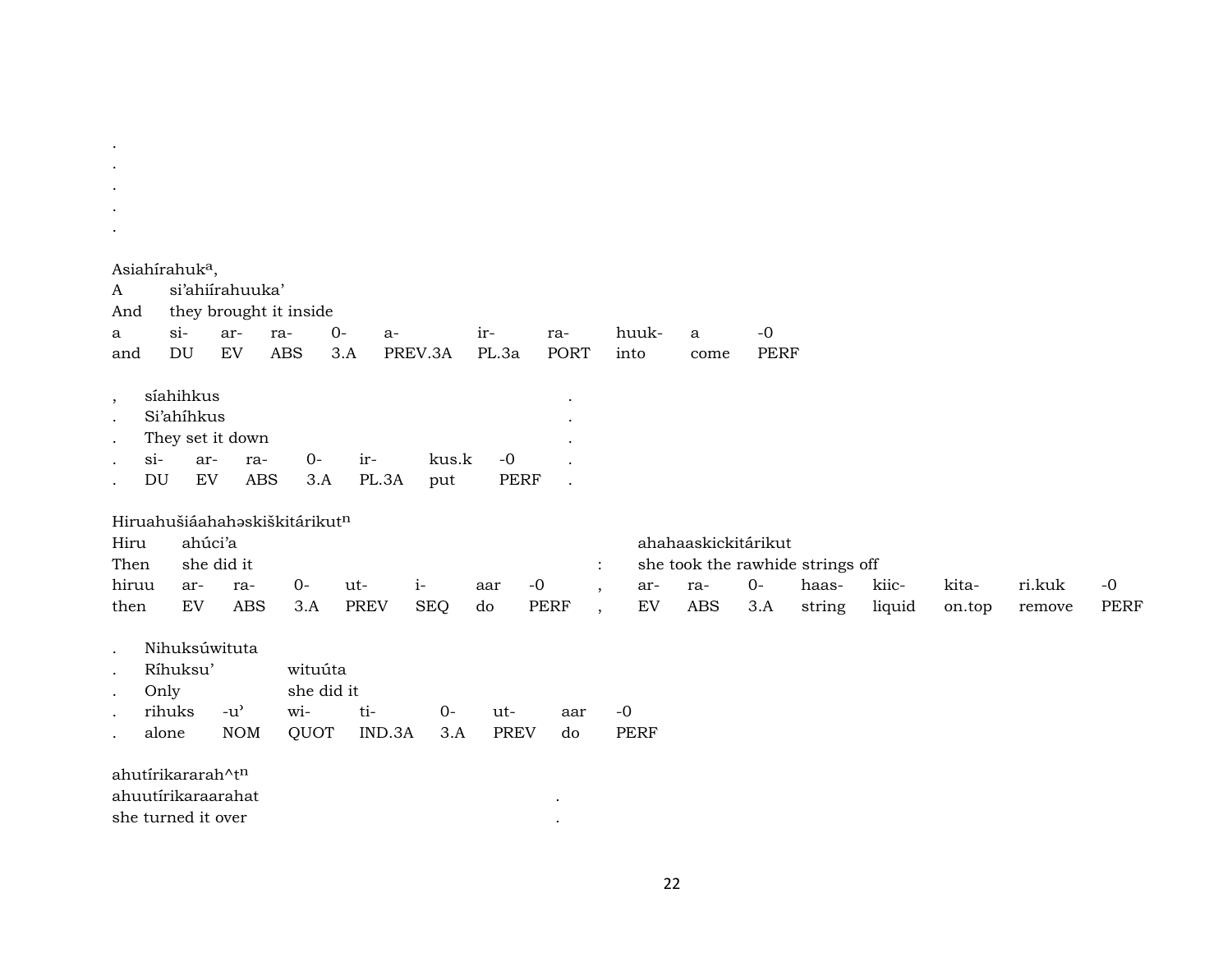.
.
.
.
.

Asiahírahuk[a],

| A | si'ahiírahuuka' | | | | | | | | | |
|---|---|---|---|---|---|---|---|---|---|---|
| And | they brought it inside | | | | | | | | | |
| a | si- | ar- | ra- | 0- | a- | ir- | ra- | huuk- | a | -0 |
| and | DU | EV | ABS | 3.A | PREV.3A | PL.3a | PORT | into | come | PERF |

| , | síahihkus | | | | | | | . |
|---|---|---|---|---|---|---|---|---|
| . | Si'ahíhkus | | | | | | | . |
| . | They set it down | | | | | | | . |
| . | si- | ar- | ra- | 0- | ir- | kus.k | -0 | . |
| . | DU | EV | ABS | 3.A | PL.3A | put | PERF | . |

Hiruahušiáahahəskiškitárikut[n]

| Hiru | ahúci'a | | | | | | | | ahahaaskickitárikut | | | | | | | |
|---|---|---|---|---|---|---|---|---|---|---|---|---|---|---|---|---|
| Then | she did it | | | | | | | : | she took the rawhide strings off | | | | | | | |
| hiruu | ar- | ra- | 0- | ut- | i- | aar | -0 | , | ar- | ra- | 0- | haas- | kiic- | kita- | ri.kuk | -0 |
| then | EV | ABS | 3.A | PREV | SEQ | do | PERF | , | EV | ABS | 3.A | string | liquid | on.top | remove | PERF |

| . | Nihuksúwituta | | | | | | | |
|---|---|---|---|---|---|---|---|---|
| . | Ríhuksu' | | wituúta | | | | | |
| . | Only | | she did it | | | | | |
| . | rihuks | -u' | wi- | ti- | 0- | ut- | aar | -0 |
| . | alone | NOM | QUOT | IND.3A | 3.A | PREV | do | PERF |

ahutírikararah^t[n]

ahuutírikaraarahat .

she turned it over .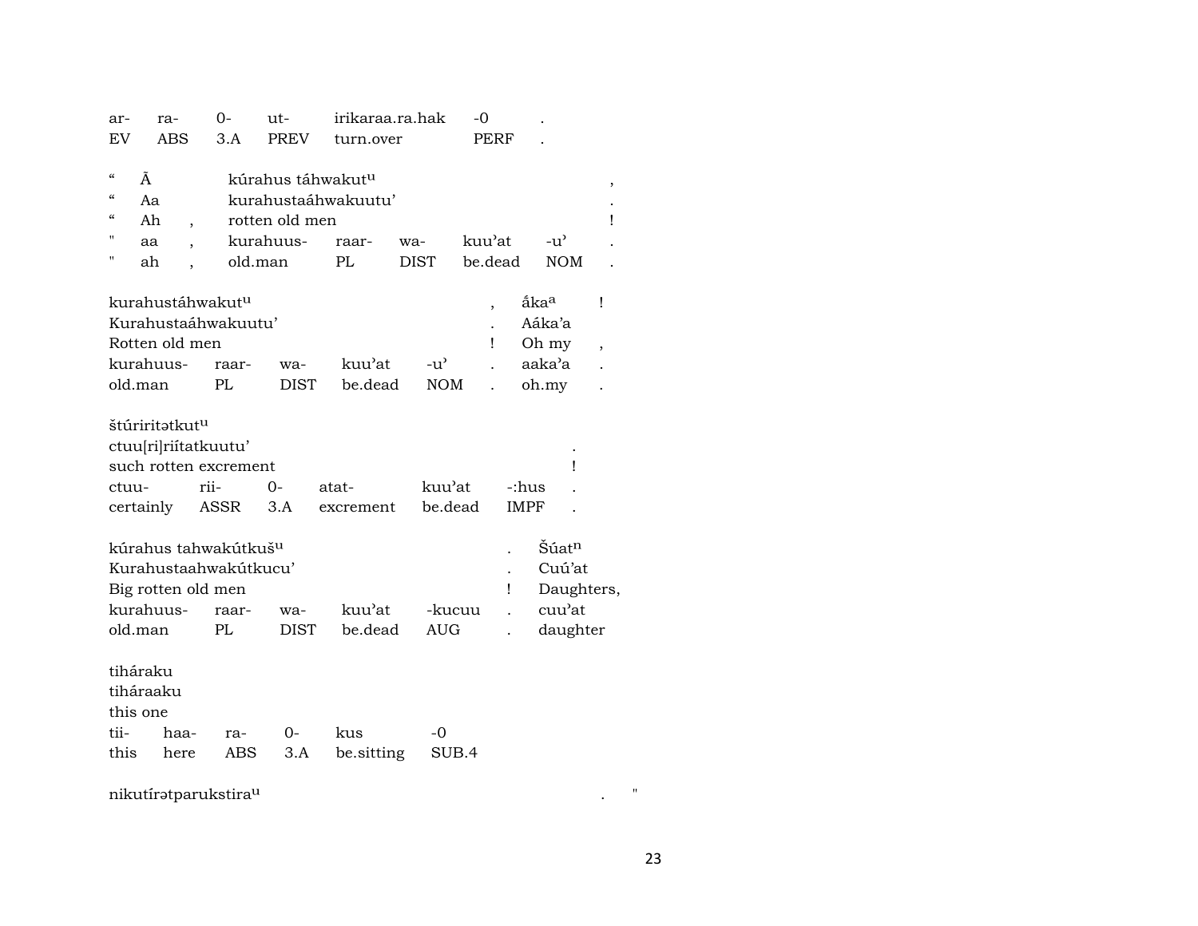| ar- | ra- | 0- | ut- | irikaraa.ra.hak | -0 | . |
|---|---|---|---|---|---|---|
| EV | ABS | 3.A | PREV | turn.over | PERF | . |

“ Ã kúrahus táhwakut^u ,
“ Aa kurahustaáhwakuutu’ .
“ Ah , rotten old men !

| " | aa | , | kurahuus- | raar- | wa- | kuu’at | -u’ | . |
|---|---|---|---|---|---|---|---|---|
| " | ah | , | old.man | PL | DIST | be.dead | NOM | . |

kurahustáhwakut^u , ấka^a !
Kurahustaáhwakuutu’ . Aáka’a
Rotten old men ! Oh my ,

| kurahuus- | raar- | wa- | kuu’at | -u’ | . | aaka’a | . |
|---|---|---|---|---|---|---|---|
| old.man | PL | DIST | be.dead | NOM | . | oh.my | . |

štúriritətkut^u
ctuu[ri]riítatkuutu’ .
such rotten excrement !

| ctuu- | rii- | 0- | atat- | kuu’at | -:hus | . |
|---|---|---|---|---|---|---|
| certainly | ASSR | 3.A | excrement | be.dead | IMPF | . |

kúrahus tahwakútkuš^u . Šúat^n
Kurahustaahwakútkucu’ . Cuú’at
Big rotten old men ! Daughters,

| kurahuus- | raar- | wa- | kuu’at | -kucuu | . | cuu’at |
|---|---|---|---|---|---|---|
| old.man | PL | DIST | be.dead | AUG | . | daughter |

tiháraku
tiháraaku
this one

| tii- | haa- | ra- | 0- | kus | -0 |
|---|---|---|---|---|---|
| this | here | ABS | 3.A | be.sitting | SUB.4 |

nikutírətparukstira^u . "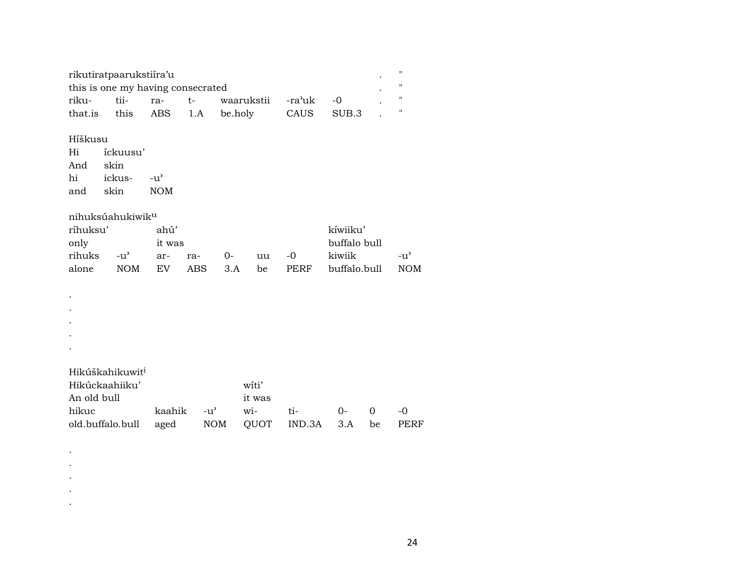rikutiratpaarukstiíra'u . "
this is one my having consecrated . "

| riku- | tii- | ra- | t- | waarukstii | -ra'uk | -0 | . | " |
|---|---|---|---|---|---|---|---|---|
| that.is | this | ABS | 1.A | be.holy | CAUS | SUB.3 | . | " |

Híškusu

| Hi | íckuusu' | |
|---|---|---|
| And | skin | |
| hi | ickus- | -u' |
| and | skin | NOM |

nihuksúahukiwik[u]

| ríhuksu' | | ahú' | | | | | kíwiiku' | |
|---|---|---|---|---|---|---|---|---|
| only | | it was | | | | | buffalo bull | |
| rihuks | -u' | ar- | ra- | 0- | uu | -0 | kiwiik | -u' |
| alone | NOM | EV | ABS | 3.A | be | PERF | buffalo.bull | NOM |

.
.
.
.
.

Hikúškahikuwit[i]

| Hikúckaahiiku' | | | wíti' | | | | |
|---|---|---|---|---|---|---|---|
| An old bull | | | it was | | | | |
| hikuc | kaahik | -u' | wi- | ti- | 0- | 0 | -0 |
| old.buffalo.bull | aged | NOM | QUOT | IND.3A | 3.A | be | PERF |

.
.
.
.
.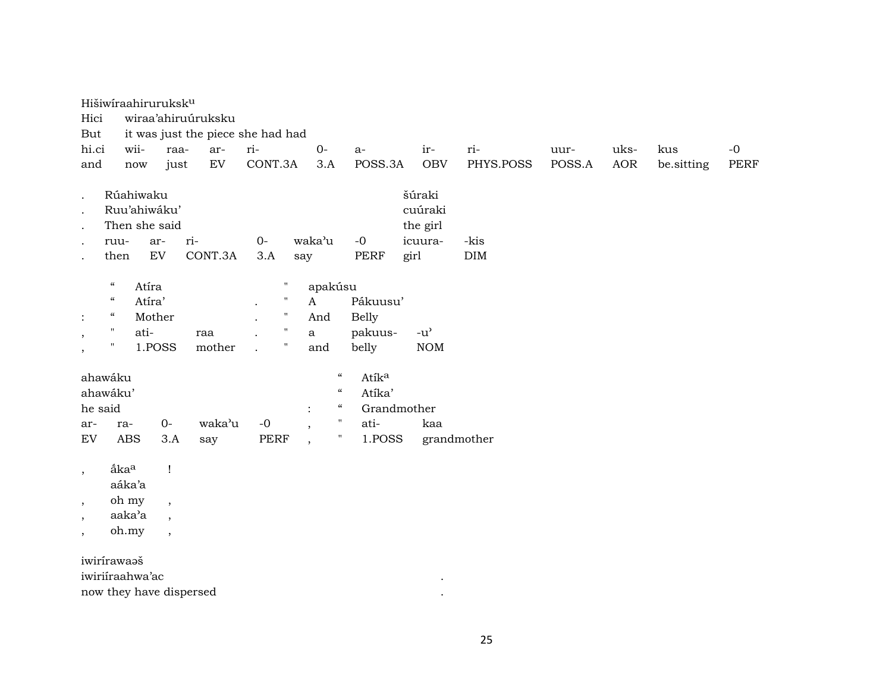Hišiwíraahiruruksk$^{u}$
Hici wiraa'ahiruúruksku
But it was just the piece she had had

| hi.ci | wii- | raa- | ar- | ri- | 0- | a- | ir- | ri- | uur- | uks- | kus | -0 |
|---|---|---|---|---|---|---|---|---|---|---|---|---|
| and | now | just | EV | CONT.3A | 3.A | POSS.3A | OBV | PHYS.POSS | POSS.A | AOR | be.sitting | PERF |

| . | Rúahiwaku | | | | | šúraki | |
|---|---|---|---|---|---|---|---|
| . | Ruu'ahiwáku' | | | | | cuúraki | |
| . | Then she said | | | | | the girl | |
| . | ruu- | ar- | ri- | 0- | waka'u | -0 | icuura- | -kis |
| . | then | EV | CONT.3A | 3.A | say | PERF | girl | DIM |

| | " | Atíra | | | " | apakúsu | | |
|---|---|---|---|---|---|---|---|---|
| | " | Atíra' | | . | " | A | Pákuusu' | |
| : | " | Mother | | . | " | And | Belly | |
| , | " | ati- | raa | . | " | a | pakuus- | -u' |
| , | " | 1.POSS | mother | . | " | and | belly | NOM |

| ahawáku | | | | | | " | Atík$^{a}$ | |
|---|---|---|---|---|---|---|---|---|
| ahawáku' | | | | | | " | Atíka' | |
| he said | | | | | : | " | Grandmother | |
| ar- | ra- | 0- | waka'u | -0 | , | " | ati- | kaa |
| EV | ABS | 3.A | say | PERF | , | " | 1.POSS | grandmother |

| , | ā́ka$^{a}$ | ! |
|---|---|---|
| | aáka'a | |
| , | oh my | , |
| , | aaka'a | , |
| , | oh.my | , |

iwirírawaəš
iwiriíraahwa'ac .
now they have dispersed .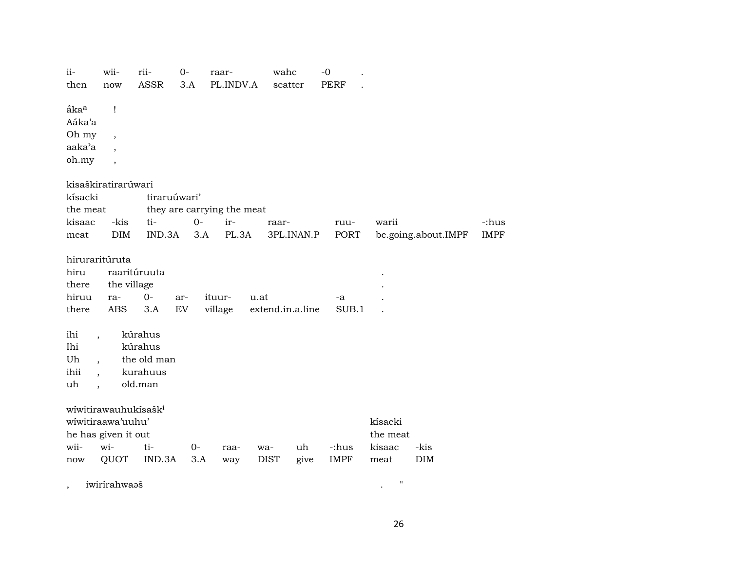| ii- | wii- | rii- | 0- | raar- | wahc | -0 | . |
|---|---|---|---|---|---|---|---|
| then | now | ASSR | 3.A | PL.INDV.A | scatter | PERF | . |

| ấka[a] | ! |
|---|---|
| Aáka'a | |
| Oh my | , |
| aaka'a | , |
| oh.my | , |

kisaškiratirarúwari

| kísacki | | tiraruúwari' | | | | | | |
|---|---|---|---|---|---|---|---|---|
| the meat | | they are carrying the meat | | | | | | |
| kisaac | -kis | ti- | 0- | ir- | raar- | ruu- | warii | -:hus |
| meat | DIM | IND.3A | 3.A | PL.3A | 3PL.INAN.P | PORT | be.going.about.IMPF | IMPF |

hiruraritúruta

| hiru | raaritúruuta | | | | | | . |
|---|---|---|---|---|---|---|---|
| there | the village | | | | | | . |
| hiruu | ra- | 0- | ar- | ituur- | u.at | -a | . |
| there | ABS | 3.A | EV | village | extend.in.a.line | SUB.1 | . |

| ihi | , | kúrahus |
|---|---|---|
| Ihi | | kúrahus |
| Uh | , | the old man |
| ihii | , | kurahuus |
| uh | , | old.man |

wíwitirawauhukísašk[i]

| wíwitiraawa'uuhu' | | | | | | | | kísacki | |
|---|---|---|---|---|---|---|---|---|---|
| he has given it out | | | | | | | | the meat | |
| wii- | wi- | ti- | 0- | raa- | wa- | uh | -:hus | kisaac | -kis |
| now | QUOT | IND.3A | 3.A | way | DIST | give | IMPF | meat | DIM |

, iwirírahwaəš . "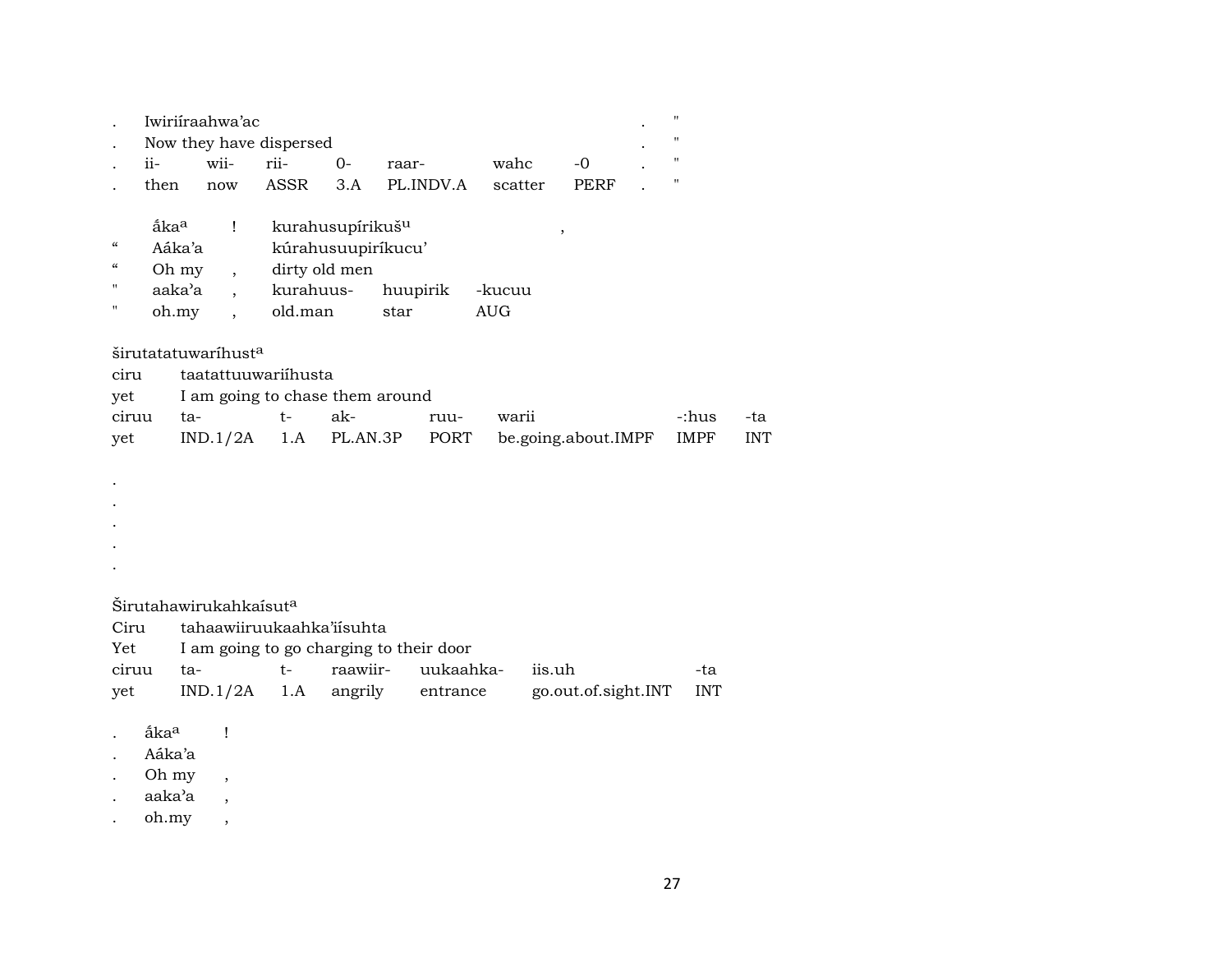. Iwiriíraahwa’ac . "
. Now they have dispersed . "

| . | ii- | wii- | rii- | 0- | raar- | wahc | -0 | . | " |
|---|---|---|---|---|---|---|---|---|---|
| . | then | now | ASSR | 3.A | PL.INDV.A | scatter | PERF | . | " |

| | ắka[a] | ! | kurahusupírikuš[u] | | , |
|---|---|---|---|---|---|
| “ | Aáka’a | | kúrahusuupiríkucu’ | | |
| “ | Oh my | , | dirty old men | | |
| " | aaka’a | , | kurahuus- | huupirik | -kucuu |
| " | oh.my | , | old.man | star | AUG |

širutatatuwaríhust[a]

ciru taatattuuwariíhusta

yet I am going to chase them around

| ciruu | ta- | t- | ak- | ruu- | warii | -:hus | -ta |
|---|---|---|---|---|---|---|---|
| yet | IND.1/2A | 1.A | PL.AN.3P | PORT | be.going.about.IMPF | IMPF | INT |

.
.
.
.
.

Širutahawirukahkaísut[a]

Ciru tahaawiiruukaahka’iísuhta

Yet I am going to go charging to their door

| ciruu | ta- | t- | raawiir- | uukaahka- | iis.uh | -ta |
|---|---|---|---|---|---|---|
| yet | IND.1/2A | 1.A | angrily | entrance | go.out.of.sight.INT | INT |

. ắka[a] !
. Aáka’a
. Oh my ,
. aaka’a ,
. oh.my ,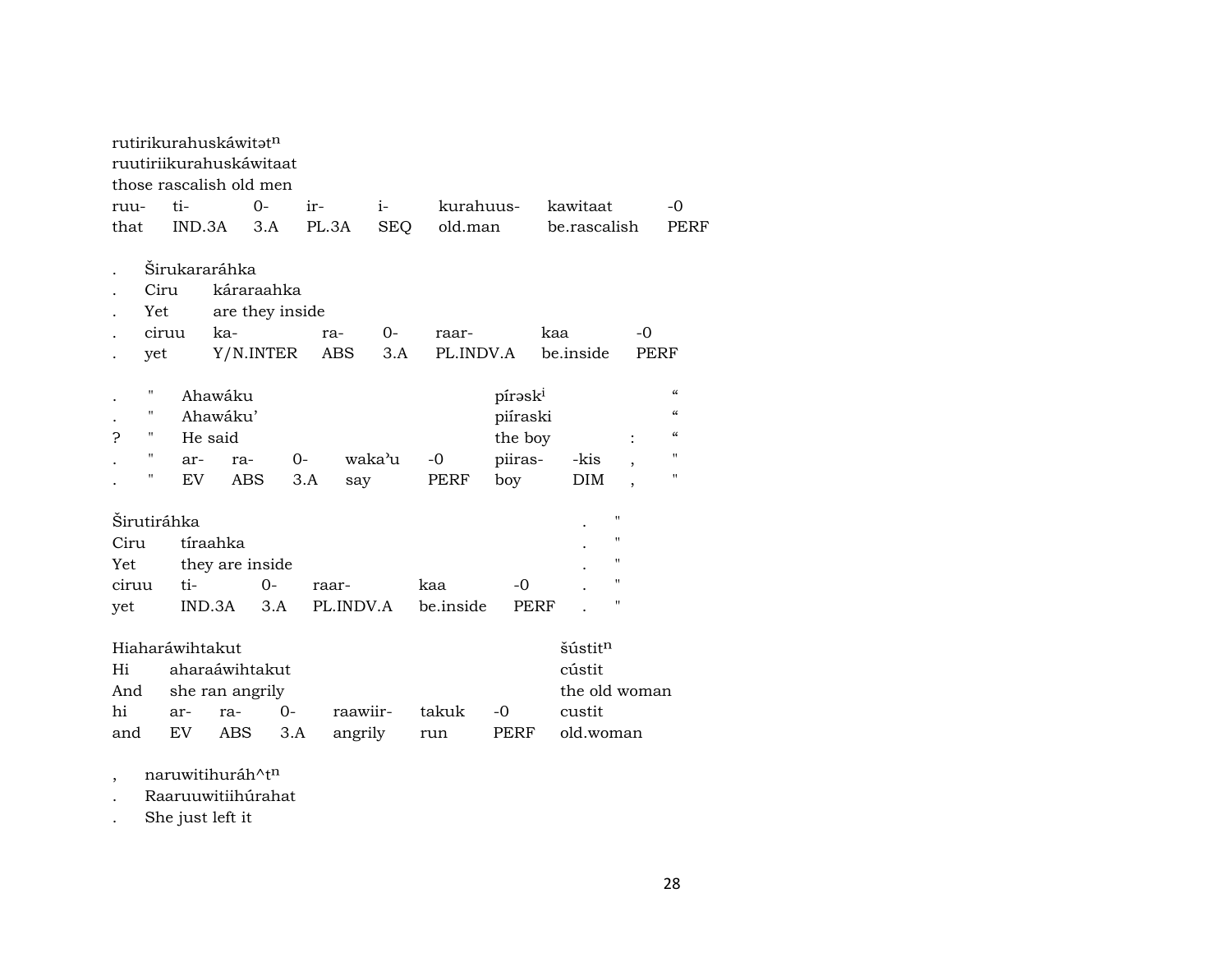rutirikurahuskáwitətⁿ
ruutiriikurahuskáwitaat
those rascalish old men

| ruu- | ti- | 0- | ir- | i- | kurahuus- | kawitaat | -0 |
|---|---|---|---|---|---|---|---|
| that | IND.3A | 3.A | PL.3A | SEQ | old.man | be.rascalish | PERF |

| . | Širukararáhka | | | | | |
|---|---|---|---|---|---|---|
| . | Ciru | káraraahka | | | | |
| . | Yet | are they inside | | | | |
| . | ciruu | ka- | ra- | 0- | raar- | kaa | -0 |
| . | yet | Y/N.INTER | ABS | 3.A | PL.INDV.A | be.inside | PERF |

| . | " | Ahawáku | | | | | píraskⁱ | | | “ |
|---|---|---|---|---|---|---|---|---|---|---|
| . | " | Ahawáku’ | | | | | piíraski | | | “ |
| ? | " | He said | | | | | the boy | | : | “ |
| . | " | ar- | ra- | 0- | waka’u | -0 | piiras- | -kis | , | " |
| . | " | EV | ABS | 3.A | say | PERF | boy | DIM | , | " |

| Širutiráhka | | | | | | . | " |
|---|---|---|---|---|---|---|---|
| Ciru | tíraahka | | | | | . | " |
| Yet | they are inside | | | | | . | " |
| ciruu | ti- | 0- | raar- | kaa | -0 | . | " |
| yet | IND.3A | 3.A | PL.INDV.A | be.inside | PERF | . | " |

| Hiaharáwihtakut | | | | | | | šústitⁿ |
|---|---|---|---|---|---|---|---|
| Hi | aharaáwihtakut | | | | | | cústit |
| And | she ran angrily | | | | | | the old woman |
| hi | ar- | ra- | 0- | raawiir- | takuk | -0 | custit |
| and | EV | ABS | 3.A | angrily | run | PERF | old.woman |

, naruwitihuráh^tⁿ
. Raaruuwitiihúrahat
. She just left it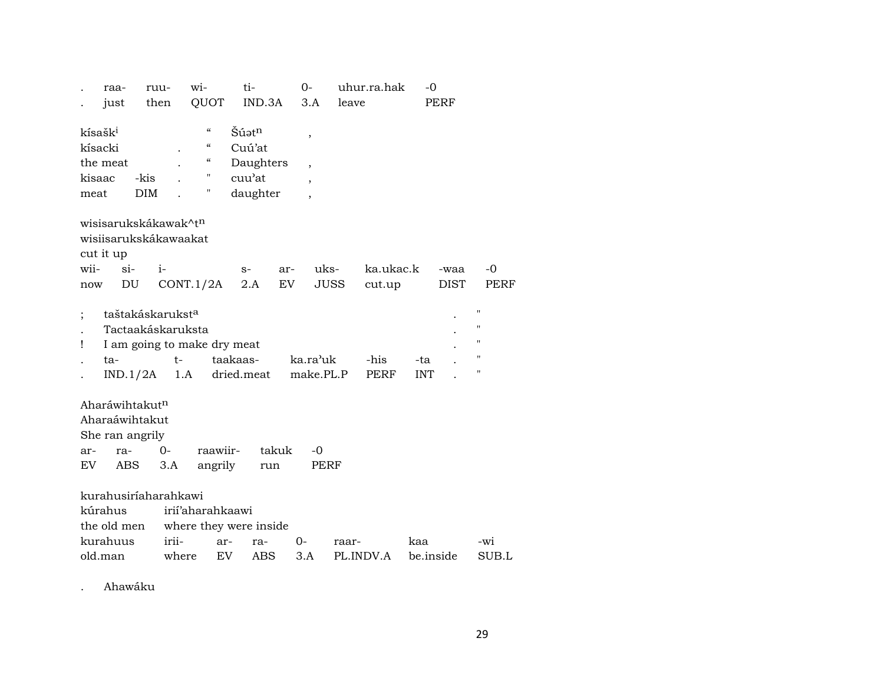| . | raa- | ruu- | wi- | ti- | 0- | uhur.ra.hak | -0 |
|---|---|---|---|---|---|---|---|
| . | just | then | QUOT | IND.3A | 3.A | leave | PERF |

| kísaškⁱ | | | “ | Šúətⁿ | , |
|---|---|---|---|---|---|
| kísacki | | . | “ | Cuú’at | |
| the meat | | . | “ | Daughters | , |
| kisaac | -kis | . | " | cuu’at | , |
| meat | DIM | . | " | daughter | , |

wisisarukskákawak^tⁿ
wisiisarukskákawaakat
cut it up

| wii- | si- | i- | s- | ar- | uks- | ka.ukac.k | -waa | -0 |
|---|---|---|---|---|---|---|---|---|
| now | DU | CONT.1/2A | 2.A | EV | JUSS | cut.up | DIST | PERF |

| ; | taštakáskarukstᵃ | | | | | | . | " |
|---|---|---|---|---|---|---|---|---|
| . | Tactaakáskaruksta | | | | | | . | " |
| ! | I am going to make dry meat | | | | | | . | " |
| . | ta- | t- | taakaas- | ka.ra’uk | -his | -ta | . | " |
| . | IND.1/2A | 1.A | dried.meat | make.PL.P | PERF | INT | . | " |

Aharáwihtakutⁿ
Aharaáwihtakut
She ran angrily

| ar- | ra- | 0- | raawiir- | takuk | -0 |
|---|---|---|---|---|---|
| EV | ABS | 3.A | angrily | run | PERF |

kurahusiríaharahkawi

| kúrahus | irií’aharahkaawi | | | | | | |
|---|---|---|---|---|---|---|---|
| the old men | where they were inside | | | | | | |
| kurahuus | irii- | ar- | ra- | 0- | raar- | kaa | -wi |
| old.man | where | EV | ABS | 3.A | PL.INDV.A | be.inside | SUB.L |

. Ahawáku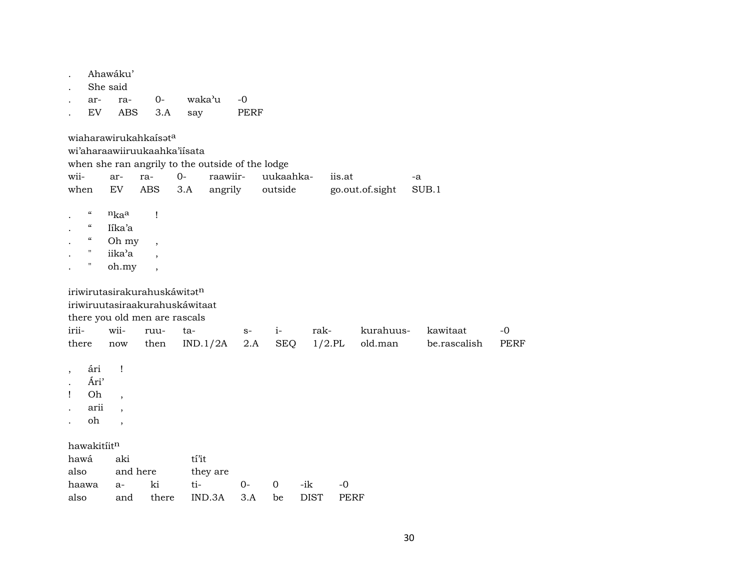. Ahawáku'
. She said

| . | ar- | ra- | 0- | waka'u | -0 |
|---|---|---|---|---|---|
| . | EV | ABS | 3.A | say | PERF |

wiaharawirukahkaísət[a]
wi'aharaawiiruukaahka'iísata
when she ran angrily to the outside of the lodge

| wii- | ar- | ra- | 0- | raawiir- | uukaahka- | iis.at | -a |
|---|---|---|---|---|---|---|---|
| when | EV | ABS | 3.A | angrily | outside | go.out.of.sight | SUB.1 |

| . | " | [n]ka[a] | ! |
|---|---|---|---|
| . | " | Iíka'a | |
| . | " | Oh my | , |
| . | " | iika'a | , |
| . | " | oh.my | , |

iriwirutasirakurahuskáwitət[n]
iriwiruutasiraakurahuskáwitaat
there you old men are rascals

| irii- | wii- | ruu- | ta- | s- | i- | rak- | kurahuus- | kawitaat | -0 |
|---|---|---|---|---|---|---|---|---|---|
| there | now | then | IND.1/2A | 2.A | SEQ | 1/2.PL | old.man | be.rascalish | PERF |

| , | ári | ! |
|---|---|---|
| . | Ári' | |
| ! | Oh | , |
| . | arii | , |
| . | oh | , |

hawakitíit[n]

| hawá | aki | | tí'it | | | | |
|---|---|---|---|---|---|---|---|
| also | and here | | they are | | | | |
| haawa | a- | ki | ti- | 0- | 0 | -ik | -0 |
| also | and | there | IND.3A | 3.A | be | DIST | PERF |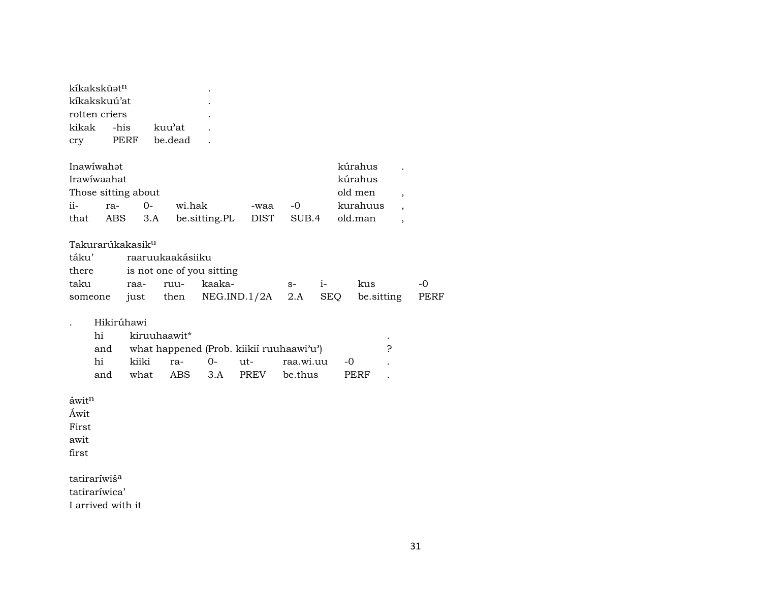| | | | |
|---|---|---|---|
| kíkakskũətⁿ | | | . |
| kíkakskuú'at | | | . |
| rotten criers | | | . |
| kikak | -his | kuu'at | . |
| cry | PERF | be.dead | . |

| | | | | | | | |
|---|---|---|---|---|---|---|---|
| Inawíwahət | | | | | | kúrahus | . |
| Irawíwaahat | | | | | | kúrahus | |
| Those sitting about | | | | | | old men | , |
| ii- | ra- | 0- | wi.hak | -waa | -0 | kurahuus | , |
| that | ABS | 3.A | be.sitting.PL | DIST | SUB.4 | old.man | , |

| | | | | | | | |
|---|---|---|---|---|---|---|---|
| Takurarúkakasikᵘ | | | | | | | |
| táku' | raaruukaakásiiku | | | | | | |
| there | is not one of you sitting | | | | | | |
| taku | raa- | ruu- | kaaka- | s- | i- | kus | -0 |
| someone | just | then | NEG.IND.1/2A | 2.A | SEQ | be.sitting | PERF |

. Hikirúhawi

| | | | | | | | |
|---|---|---|---|---|---|---|---|
| hi | kiruuhaawit* | | | | | | . |
| and | what happened (Prob. kiikií ruuhaawi'u') | | | | | | ? |
| hi | kiiki | ra- | 0- | ut- | raa.wi.uu | -0 | . |
| and | what | ABS | 3.A | PREV | be.thus | PERF | . |

áwitⁿ
Áwit
First
awit
first

tatiraríwišᵃ
tatiraríwica'
I arrived with it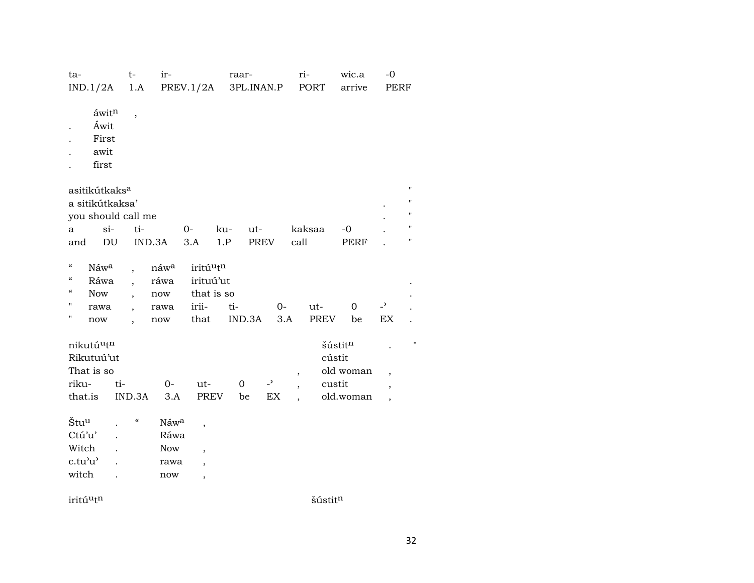| ta- | t- | ir- | raar- | ri- | wic.a | -0 |
|---|---|---|---|---|---|---|
| IND.1/2A | 1.A | PREV.1/2A | 3PL.INAN.P | PORT | arrive | PERF |

| | áwit$^{n}$ | , |
|---|---|---|
| . | Áwit | |
| . | First | |
| . | awit | |
| . | first | |

| asitikútkaks$^{a}$ | | | | | | | | | " |
|---|---|---|---|---|---|---|---|---|---|
| a sitikútkaksa' | | | | | | | | . | " |
| you should call me | | | | | | | | . | " |
| a | si- | ti- | 0- | ku- | ut- | kaksaa | -0 | . | " |
| and | DU | IND.3A | 3.A | 1.P | PREV | call | PERF | . | " |

| " | Náw$^{a}$ | , | náw$^{a}$ | iritú$^{u}$t$^{n}$ | | | | | |
|---|---|---|---|---|---|---|---|---|---|
| " | Ráwa | , | ráwa | irituú'ut | | | | | . |
| " | Now | , | now | that is so | | | | | . |
| " | rawa | , | rawa | irii- | ti- | 0- | ut- | 0 | -' | . |
| " | now | , | now | that | IND.3A | 3.A | PREV | be | EX | . |

| nikutú$^{u}$t$^{n}$ | | | | | | | šústit$^{n}$ | . | " |
|---|---|---|---|---|---|---|---|---|---|
| Rikutuú'ut | | | | | | | cústit | | |
| That is so | | | | | | , | old woman | , | |
| riku- | ti- | 0- | ut- | 0 | -' | , | custit | , | |
| that.is | IND.3A | 3.A | PREV | be | EX | , | old.woman | , | |

| Štu$^{u}$ | . | " | Náw$^{a}$ | , |
|---|---|---|---|---|
| Ctú'u' | . | | Ráwa | |
| Witch | . | | Now | , |
| c.tu'u' | . | | rawa | , |
| witch | . | | now | , |

iritú$^{u}$t$^{n}$ šústit$^{n}$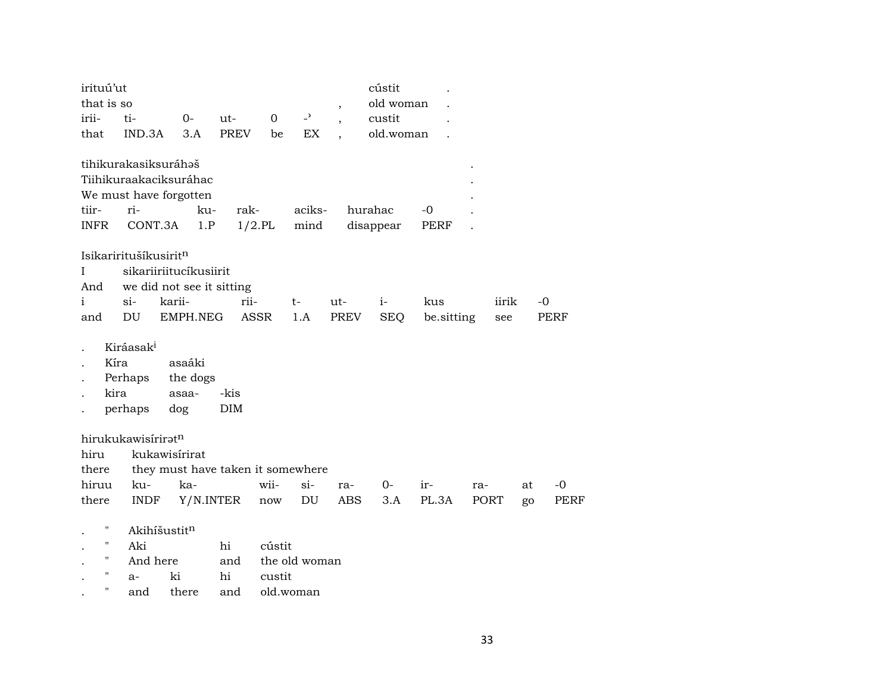| irituú'ut | | | | | | | cústit | . |
|---|---|---|---|---|---|---|---|---|
| that is so | | | | | | , | old woman | . |
| irii- | ti- | 0- | ut- | 0 | -ʾ | , | custit | . |
| that | IND.3A | 3.A | PREV | be | EX | , | old.woman | . |

| tihikurakasiksuráhəš | | | | | | | . |
|---|---|---|---|---|---|---|---|
| Tiihikuraakaciksuráhac | | | | | | | . |
| We must have forgotten | | | | | | | . |
| tiir- | ri- | ku- | rak- | aciks- | hurahac | -0 | . |
| INFR | CONT.3A | 1.P | 1/2.PL | mind | disappear | PERF | . |

| Isikariritušíkusirit[n] | | | | | | | | | |
|---|---|---|---|---|---|---|---|---|---|
| I | sikariiriitucíkusiirit | | | | | | | | |
| And | we did not see it sitting | | | | | | | | |
| i | si- | karii- | rii- | t- | ut- | i- | kus | iirik | -0 |
| and | DU | EMPH.NEG | ASSR | 1.A | PREV | SEQ | be.sitting | see | PERF |

| . | Kiráasak[i] | | |
|---|---|---|---|
| . | Kíra | asaáki | |
| . | Perhaps | the dogs | |
| . | kira | asaa- | -kis |
| . | perhaps | dog | DIM |

| hirukukawisírirət[n] | | | | | | | | | | |
|---|---|---|---|---|---|---|---|---|---|---|
| hiru | kukawisírirat | | | | | | | | | |
| there | they must have taken it somewhere | | | | | | | | | |
| hiruu | ku- | ka- | wii- | si- | ra- | 0- | ir- | ra- | at | -0 |
| there | INDF | Y/N.INTER | now | DU | ABS | 3.A | PL.3A | PORT | go | PERF |

| . | " | Akihíšustit[n] | | | |
|---|---|---|---|---|---|
| . | " | Aki | | hi | cústit |
| . | " | And here | | and | the old woman |
| . | " | a- | ki | hi | custit |
| . | " | and | there | and | old.woman |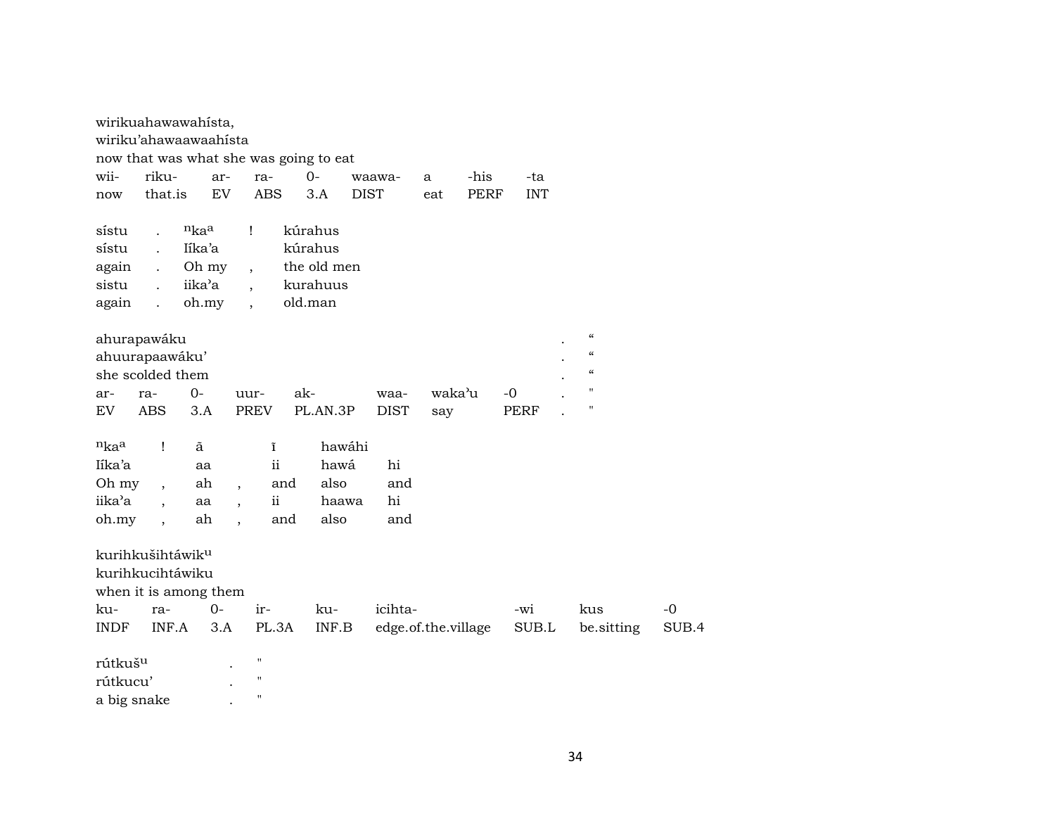wirikuahawawahísta,
wiriku'ahawaawaahísta
now that was what she was going to eat

| wii- | riku- | ar- | ra- | 0- | waawa- | a | -his | -ta |
|---|---|---|---|---|---|---|---|---|
| now | that.is | EV | ABS | 3.A | DIST | eat | PERF | INT |

| sístu | . | ⁿkaᵃ | ! | kúrahus |
|---|---|---|---|---|
| sístu | . | Iíka'a | | kúrahus |
| again | . | Oh my | , | the old men |
| sistu | . | iika'a | , | kurahuus |
| again | . | oh.my | , | old.man |

ahurapawáku . "
ahuurapaawáku' . "
she scolded them . "

| ar- | ra- | 0- | uur- | ak- | waa- | waka'u | -0 | . | " |
|---|---|---|---|---|---|---|---|---|---|
| EV | ABS | 3.A | PREV | PL.AN.3P | DIST | say | PERF | . | " |

| ⁿkaᵃ | ! | ã | | ĩ | hawáhi | |
|---|---|---|---|---|---|---|
| Iíka'a | | aa | | ii | hawá | hi |
| Oh my | , | ah | , | and | also | and |
| iika'a | , | aa | , | ii | haawa | hi |
| oh.my | , | ah | , | and | also | and |

kurihkušihtáwikᵘ
kurihkucihtáwiku
when it is among them

| ku- | ra- | 0- | ir- | ku- | icihta- | -wi | kus | -0 |
|---|---|---|---|---|---|---|---|---|
| INDF | INF.A | 3.A | PL.3A | INF.B | edge.of.the.village | SUB.L | be.sitting | SUB.4 |

rútkušᵘ . "
rútkucu' . "
a big snake . "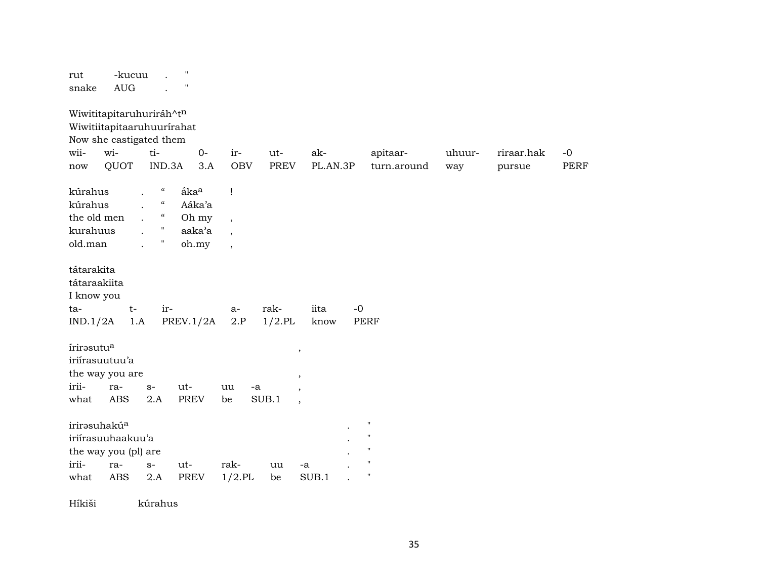| rut | -kucuu | . | " |
|---|---|---|---|
| snake | AUG | . | " |

Wiwititapitaruhuriráh^t$^{n}$
Wiwitiitapitaaruhuurírahat
Now she castigated them

| wii- | wi- | ti- | 0- | ir- | ut- | ak- | apitaar- | uhuur- | riraar.hak | -0 |
|---|---|---|---|---|---|---|---|---|---|---|
| now | QUOT | IND.3A | 3.A | OBV | PREV | PL.AN.3P | turn.around | way | pursue | PERF |

| kúrahus | . | “ | ắka$^{a}$ | ! |
|---|---|---|---|---|
| kúrahus | . | “ | Aáka’a | |
| the old men | . | “ | Oh my | , |
| kurahuus | . | " | aaka’a | , |
| old.man | . | " | oh.my | , |

tátarakita
tátaraakiita
I know you

| ta- | t- | ir- | a- | rak- | iita | -0 |
|---|---|---|---|---|---|---|
| IND.1/2A | 1.A | PREV.1/2A | 2.P | 1/2.PL | know | PERF |

írirəsutu$^{a}$ ,
iriírasuutuu’a
the way you are ,

| irii- | ra- | s- | ut- | uu | -a | , |
|---|---|---|---|---|---|---|
| what | ABS | 2.A | PREV | be | SUB.1 | , |

irirəsuhakú$^{a}$ . "
iriírasuuhaakuu’a . "
the way you (pl) are . "

| irii- | ra- | s- | ut- | rak- | uu | -a | . | " |
|---|---|---|---|---|---|---|---|---|
| what | ABS | 2.A | PREV | 1/2.PL | be | SUB.1 | . | " |

Híkiši kúrahus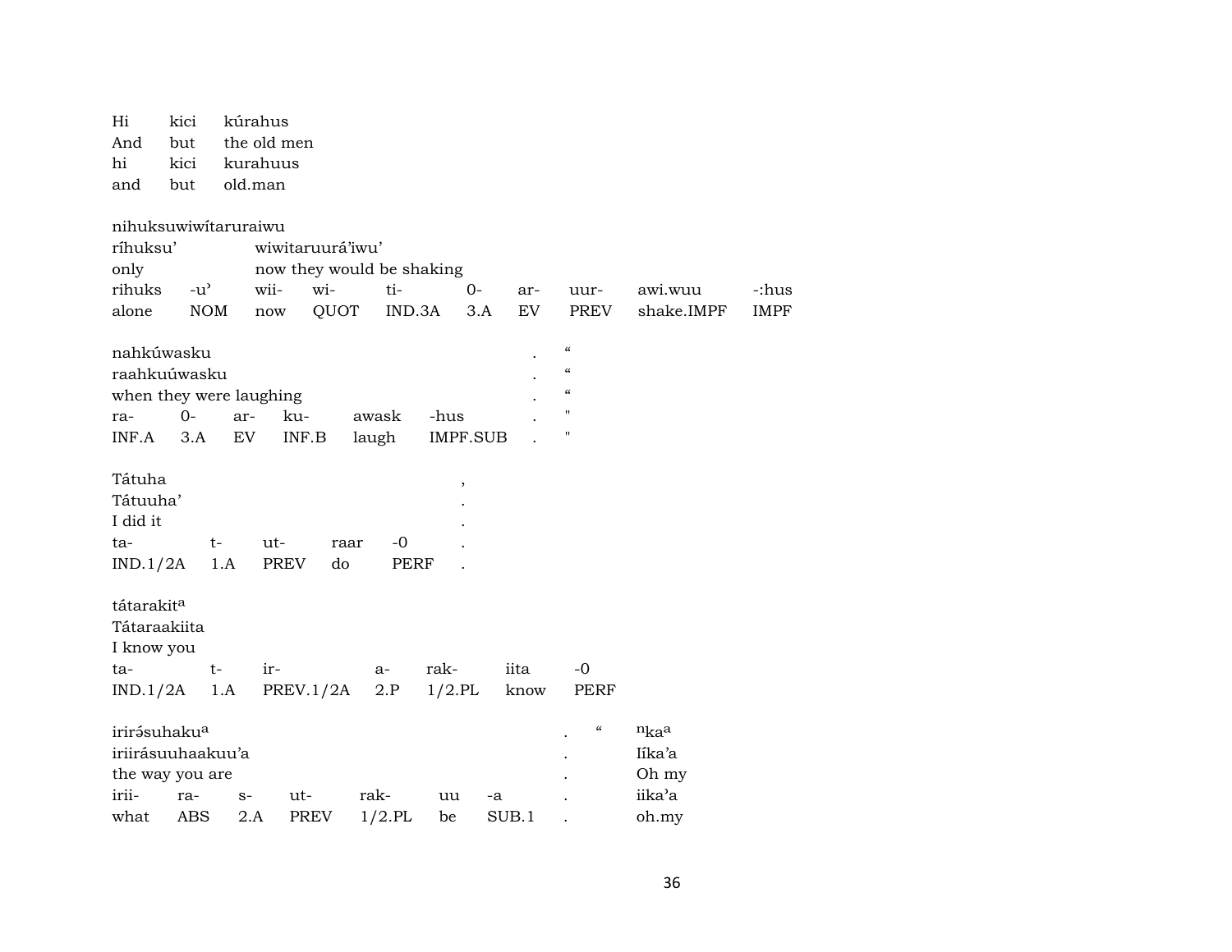| Hi | kici | kúrahus |
|---|---|---|
| And | but | the old men |
| hi | kici | kurahuus |
| and | but | old.man |

| nihuksuwiwítaruraiwu | | | | | | | | | |
|---|---|---|---|---|---|---|---|---|---|
| ríhuksu’ | | wiwitaruurá’iwu’ | | | | | | | |
| only | | now they would be shaking | | | | | | | |
| rihuks | -u’ | wii- | wi- | ti- | 0- | ar- | uur- | awi.wuu | -:hus |
| alone | NOM | now | QUOT | IND.3A | 3.A | EV | PREV | shake.IMPF | IMPF |

| nahkúwasku | | | | | | . | “ |
|---|---|---|---|---|---|---|---|
| raahkuúwasku | | | | | | . | “ |
| when they were laughing | | | | | | . | “ |
| ra- | 0- | ar- | ku- | awask | -hus | . | " |
| INF.A | 3.A | EV | INF.B | laugh | IMPF.SUB | . | " |

| Tátuha | | | | | , |
|---|---|---|---|---|---|
| Tátuuha’ | | | | | . |
| I did it | | | | | . |
| ta- | t- | ut- | raar | -0 | . |
| IND.1/2A | 1.A | PREV | do | PERF | . |

| tátarakit^a | | | | | | |
|---|---|---|---|---|---|---|
| Tátaraakiita | | | | | | |
| I know you | | | | | | |
| ta- | t- | ir- | a- | rak- | iita | -0 |
| IND.1/2A | 1.A | PREV.1/2A | 2.P | 1/2.PL | know | PERF |

| irirə́suhaku^a | | | | | | | . | “ | ^nka^a |
|---|---|---|---|---|---|---|---|---|---|
| iriirásuuhaakuu’a | | | | | | | . | | Iíka’a |
| the way you are | | | | | | | . | | Oh my |
| irii- | ra- | s- | ut- | rak- | uu | -a | . | | iika’a |
| what | ABS | 2.A | PREV | 1/2.PL | be | SUB.1 | . | | oh.my |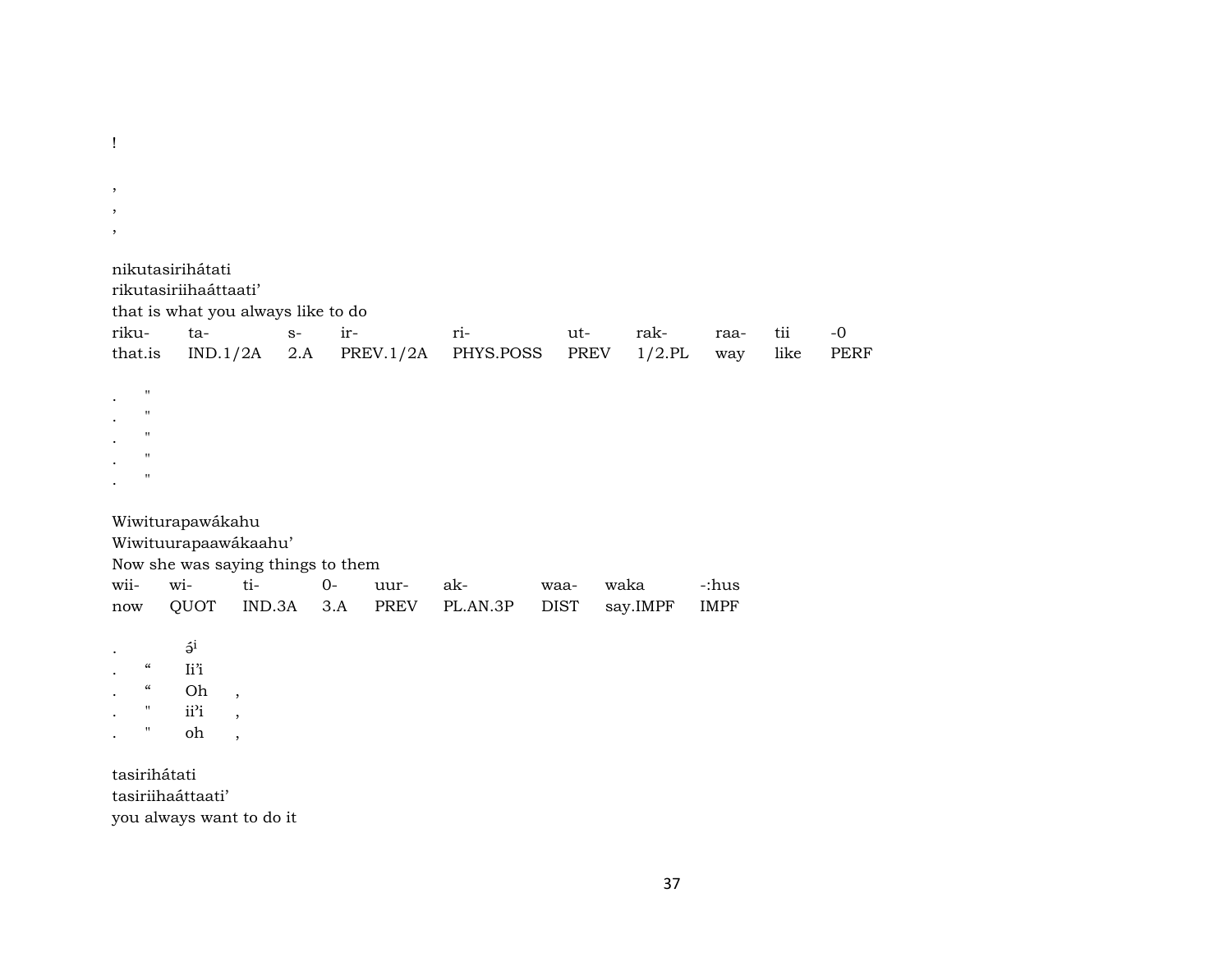!

,
,
,

nikutasirihátati
rikutasiriihaáttaati'
that is what you always like to do

| riku- | ta- | s- | ir- | ri- | ut- | rak- | raa- | tii | -0 |
|---|---|---|---|---|---|---|---|---|---|
| that.is | IND.1/2A | 2.A | PREV.1/2A | PHYS.POSS | PREV | 1/2.PL | way | like | PERF |

. "
. "
. "
. "
. "

Wiwiturapawákahu
Wiwituurapaawákaahu'
Now she was saying things to them

| wii- | wi- | ti- | 0- | uur- | ak- | waa- | waka | -:hus |
|---|---|---|---|---|---|---|---|---|
| now | QUOT | IND.3A | 3.A | PREV | PL.AN.3P | DIST | say.IMPF | IMPF |

. ə́ⁱ
. " Ii'i
. " Oh ,
. " ii'i ,
. " oh ,

tasirihátati
tasiriihaáttaati'
you always want to do it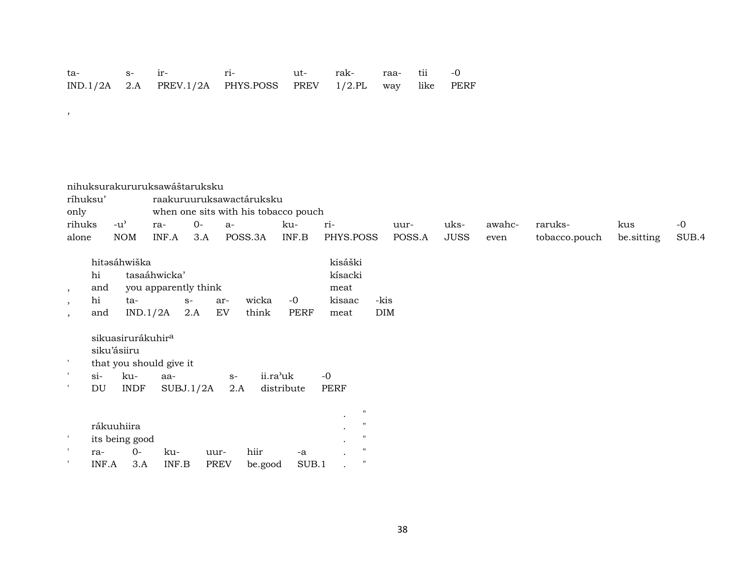| | | | | | | | | |
|---|---|---|---|---|---|---|---|---|
| ta- | s- | ir- | ri- | ut- | rak- | raa- | tii | -0 |
| IND.1/2A | 2.A | PREV.1/2A | PHYS.POSS | PREV | 1/2.PL | way | like | PERF |

,

nihuksurakururuksawáštaruksku
ríhuksu' raakuruuruksawactáruksku
only when one sits with his tobacco pouch

| | | | | | | | | | | | | |
|---|---|---|---|---|---|---|---|---|---|---|---|---|
| rihuks | -u' | ra- | 0- | a- | ku- | ri- | uur- | uks- | awahc- | raruks- | kus | -0 |
| alone | NOM | INF.A | 3.A | POSS.3A | INF.B | PHYS.POSS | POSS.A | JUSS | even | tobacco.pouch | be.sitting | SUB.4 |

hitəsáhwiška kisáški
hi tasaáhwicka' kísacki
, and you apparently think meat

| | | | | | | | | |
|---|---|---|---|---|---|---|---|---|
| , | hi | ta- | s- | ar- | wicka | -0 | kisaac | -kis |
| , | and | IND.1/2A | 2.A | EV | think | PERF | meat | DIM |

sikuasirurákuhir[a]
siku'ásiiru
' that you should give it

| | | | | | | |
|---|---|---|---|---|---|---|
| ' | si- | ku- | aa- | s- | ii.ra'uk | -0 |
| ' | DU | INDF | SUBJ.1/2A | 2.A | distribute | PERF |

. "
rákuuhiira . "
' its being good . "

| | | | | | | | | |
|---|---|---|---|---|---|---|---|---|
| ' | ra- | 0- | ku- | uur- | hiir | -a | . | " |
| ' | INF.A | 3.A | INF.B | PREV | be.good | SUB.1 | . | " |